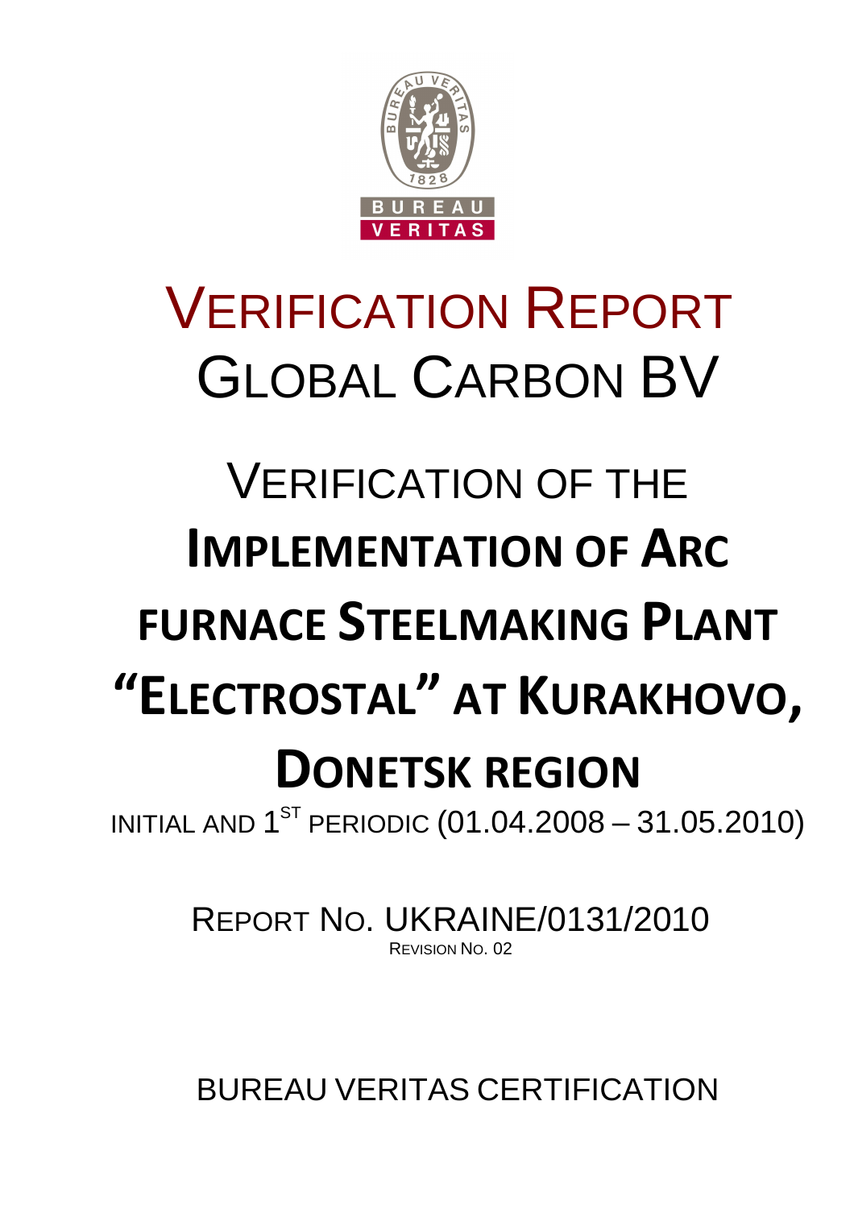# VERIFICATION REPORT

# GLOBAL CARBON BV

## VERIFICATION OF THE IMPLEMENTATION OF ARC FURNACE STEELMAKING PLANT "ELECTROSTAL" AT KURAKHOVO, DONETSK REGION

INITIAL AND 1ST PERIODIC (01.04.2008 – 31.05.2010)

REPORT NO. UKRAINE/0131/2010

REVISION NO. 02

BUREAU VERITAS CERTIFICATION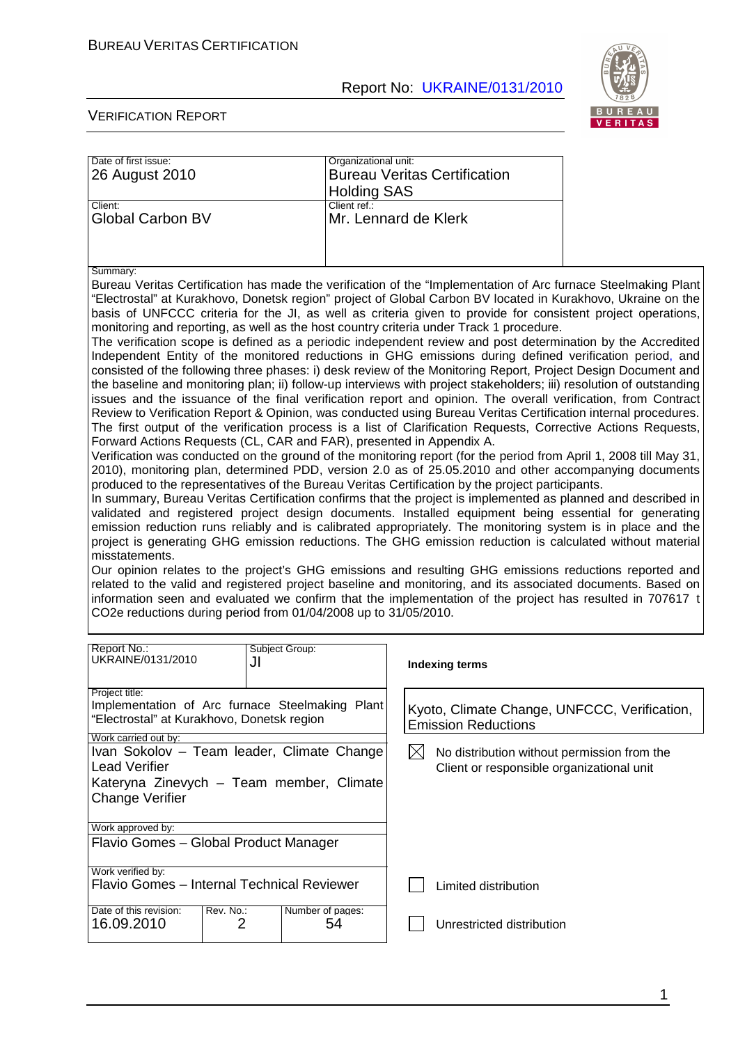| Date of first issue: 26 August 2010 | Organizational unit: Bureau Veritas Certification Holding SAS |
|---|---|
| Client: Global Carbon BV | Client ref.: Mr. Lennard de Klerk |

Summary:

Bureau Veritas Certification has made the verification of the "Implementation of Arc furnace Steelmaking Plant "Electrostal" at Kurakhovo, Donetsk region" project of Global Carbon BV located in Kurakhovo, Ukraine on the basis of UNFCCC criteria for the JI, as well as criteria given to provide for consistent project operations, monitoring and reporting, as well as the host country criteria under Track 1 procedure.

The verification scope is defined as a periodic independent review and post determination by the Accredited Independent Entity of the monitored reductions in GHG emissions during defined verification period, and consisted of the following three phases: i) desk review of the Monitoring Report, Project Design Document and the baseline and monitoring plan; ii) follow-up interviews with project stakeholders; iii) resolution of outstanding issues and the issuance of the final verification report and opinion. The overall verification, from Contract Review to Verification Report & Opinion, was conducted using Bureau Veritas Certification internal procedures.

The first output of the verification process is a list of Clarification Requests, Corrective Actions Requests, Forward Actions Requests (CL, CAR and FAR), presented in Appendix A.

Verification was conducted on the ground of the monitoring report (for the period from April 1, 2008 till May 31, 2010), monitoring plan, determined PDD, version 2.0 as of 25.05.2010 and other accompanying documents produced to the representatives of the Bureau Veritas Certification by the project participants.

In summary, Bureau Veritas Certification confirms that the project is implemented as planned and described in validated and registered project design documents. Installed equipment being essential for generating emission reduction runs reliably and is calibrated appropriately. The monitoring system is in place and the project is generating GHG emission reductions. The GHG emission reduction is calculated without material misstatements.

Our opinion relates to the project's GHG emissions and resulting GHG emissions reductions reported and related to the valid and registered project baseline and monitoring, and its associated documents. Based on information seen and evaluated we confirm that the implementation of the project has resulted in 707617 t CO2e reductions during period from 01/04/2008 up to 31/05/2010.

| Report No.: UKRAINE/0131/2010 | Subject Group: JI | Indexing terms |
|---|---|---|
| Project title: Implementation of Arc furnace Steelmaking Plant "Electrostal" at Kurakhovo, Donetsk region | | Kyoto, Climate Change, UNFCCC, Verification, Emission Reductions |
| Work carried out by: Ivan Sokolov – Team leader, Climate Change Lead Verifier; Kateryna Zinevych – Team member, Climate Change Verifier | | ☒ No distribution without permission from the Client or responsible organizational unit |
| Work approved by: Flavio Gomes – Global Product Manager | | |
| Work verified by: Flavio Gomes – Internal Technical Reviewer | | ☐ Limited distribution |
| Date of this revision: 16.09.2010 / Rev. No.: 2 / Number of pages: 54 | | ☐ Unrestricted distribution |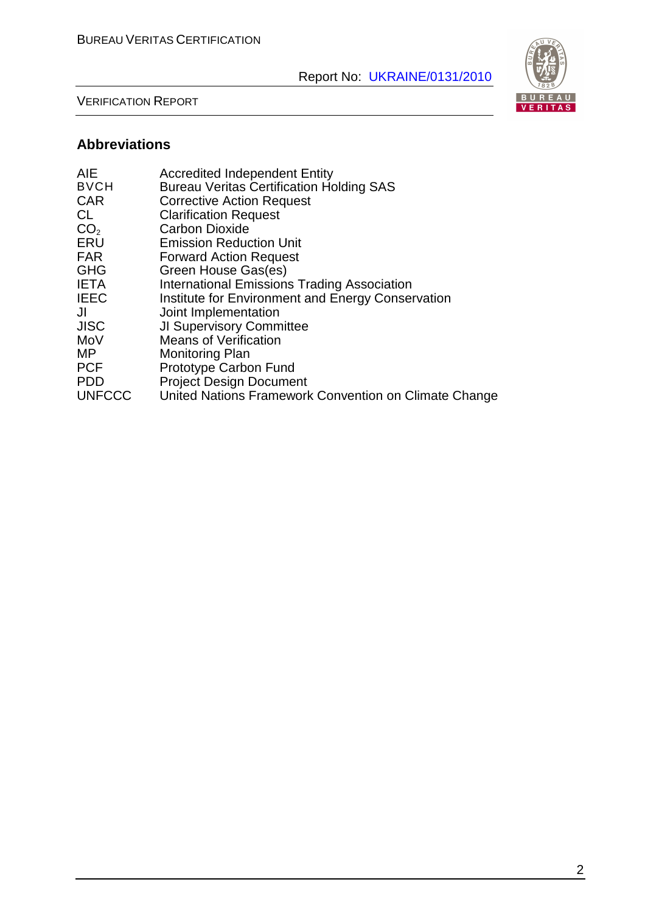## Abbreviations

| | |
|---|---|
| AIE | Accredited Independent Entity |
| BVCH | Bureau Veritas Certification Holding SAS |
| CAR | Corrective Action Request |
| CL | Clarification Request |
| $CO_2$ | Carbon Dioxide |
| ERU | Emission Reduction Unit |
| FAR | Forward Action Request |
| GHG | Green House Gas(es) |
| IETA | International Emissions Trading Association |
| IEEC | Institute for Environment and Energy Conservation |
| JI | Joint Implementation |
| JISC | JI Supervisory Committee |
| MoV | Means of Verification |
| MP | Monitoring Plan |
| PCF | Prototype Carbon Fund |
| PDD | Project Design Document |
| UNFCCC | United Nations Framework Convention on Climate Change |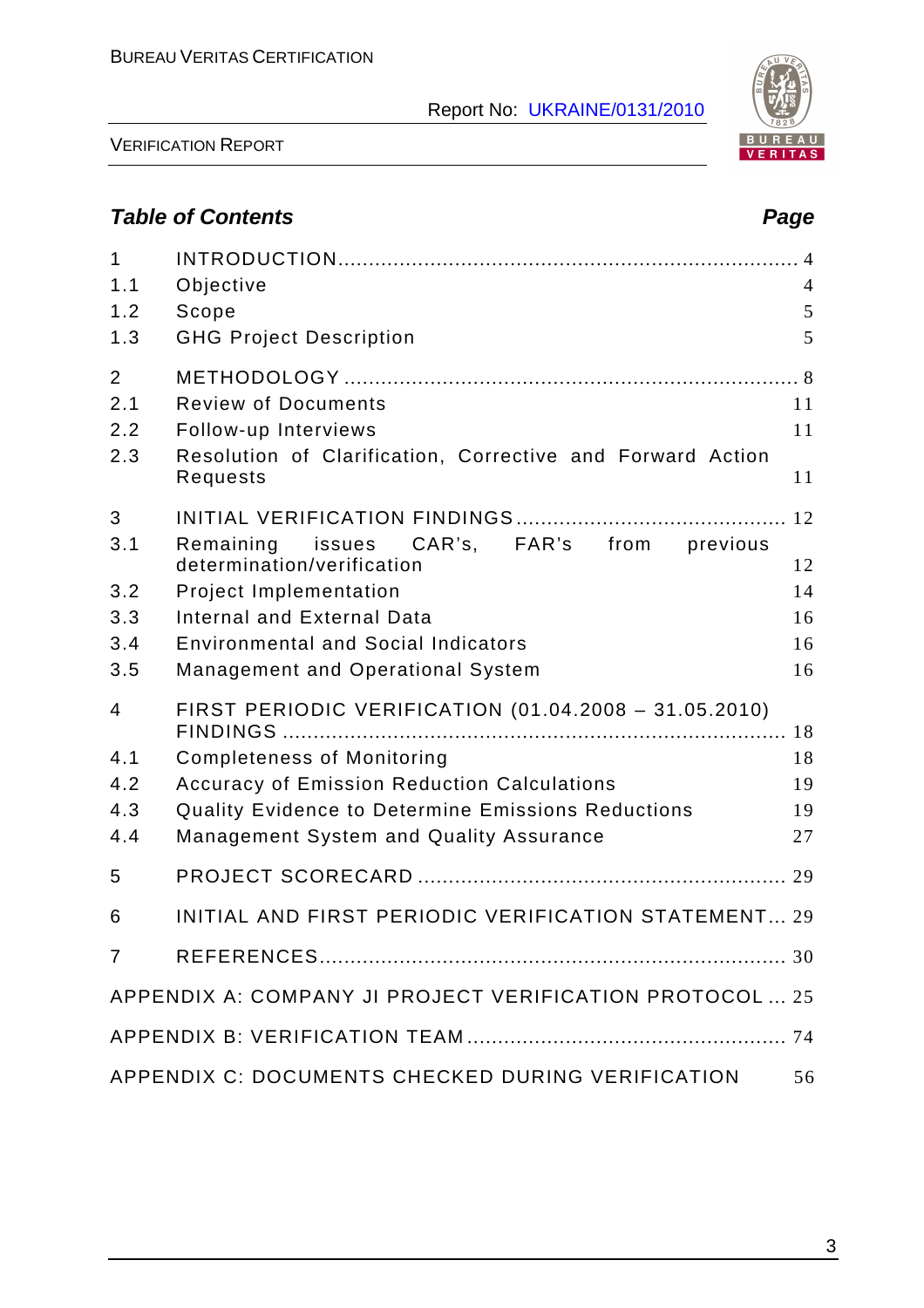## *Table of Contents* — *Page*

| | | |
|---|---|---|
| 1 | INTRODUCTION | 4 |
| 1.1 | Objective | 4 |
| 1.2 | Scope | 5 |
| 1.3 | GHG Project Description | 5 |
| 2 | METHODOLOGY | 8 |
| 2.1 | Review of Documents | 11 |
| 2.2 | Follow-up Interviews | 11 |
| 2.3 | Resolution of Clarification, Corrective and Forward Action Requests | 11 |
| 3 | INITIAL VERIFICATION FINDINGS | 12 |
| 3.1 | Remaining issues CAR's, FAR's from previous determination/verification | 12 |
| 3.2 | Project Implementation | 14 |
| 3.3 | Internal and External Data | 16 |
| 3.4 | Environmental and Social Indicators | 16 |
| 3.5 | Management and Operational System | 16 |
| 4 | FIRST PERIODIC VERIFICATION (01.04.2008 – 31.05.2010) FINDINGS | 18 |
| 4.1 | Completeness of Monitoring | 18 |
| 4.2 | Accuracy of Emission Reduction Calculations | 19 |
| 4.3 | Quality Evidence to Determine Emissions Reductions | 19 |
| 4.4 | Management System and Quality Assurance | 27 |
| 5 | PROJECT SCORECARD | 29 |
| 6 | INITIAL AND FIRST PERIODIC VERIFICATION STATEMENT | 29 |
| 7 | REFERENCES | 30 |
| | APPENDIX A: COMPANY JI PROJECT VERIFICATION PROTOCOL | 25 |
| | APPENDIX B: VERIFICATION TEAM | 74 |
| | APPENDIX C: DOCUMENTS CHECKED DURING VERIFICATION | 56 |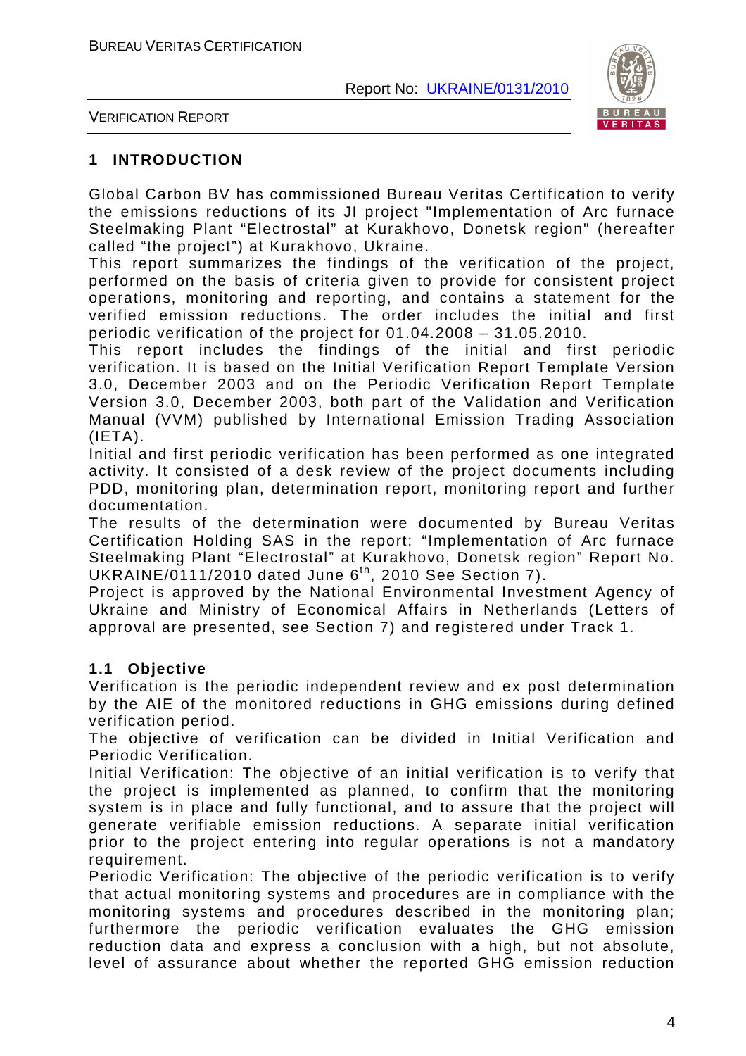# 1 INTRODUCTION

Global Carbon BV has commissioned Bureau Veritas Certification to verify the emissions reductions of its JI project "Implementation of Arc furnace Steelmaking Plant "Electrostal" at Kurakhovo, Donetsk region" (hereafter called "the project") at Kurakhovo, Ukraine.

This report summarizes the findings of the verification of the project, performed on the basis of criteria given to provide for consistent project operations, monitoring and reporting, and contains a statement for the verified emission reductions. The order includes the initial and first periodic verification of the project for 01.04.2008 – 31.05.2010.

This report includes the findings of the initial and first periodic verification. It is based on the Initial Verification Report Template Version 3.0, December 2003 and on the Periodic Verification Report Template Version 3.0, December 2003, both part of the Validation and Verification Manual (VVM) published by International Emission Trading Association (IETA).

Initial and first periodic verification has been performed as one integrated activity. It consisted of a desk review of the project documents including PDD, monitoring plan, determination report, monitoring report and further documentation.

The results of the determination were documented by Bureau Veritas Certification Holding SAS in the report: "Implementation of Arc furnace Steelmaking Plant "Electrostal" at Kurakhovo, Donetsk region" Report No. UKRAINE/0111/2010 dated June 6th, 2010 See Section 7).

Project is approved by the National Environmental Investment Agency of Ukraine and Ministry of Economical Affairs in Netherlands (Letters of approval are presented, see Section 7) and registered under Track 1.

## 1.1 Objective

Verification is the periodic independent review and ex post determination by the AIE of the monitored reductions in GHG emissions during defined verification period.

The objective of verification can be divided in Initial Verification and Periodic Verification.

Initial Verification: The objective of an initial verification is to verify that the project is implemented as planned, to confirm that the monitoring system is in place and fully functional, and to assure that the project will generate verifiable emission reductions. A separate initial verification prior to the project entering into regular operations is not a mandatory requirement.

Periodic Verification: The objective of the periodic verification is to verify that actual monitoring systems and procedures are in compliance with the monitoring systems and procedures described in the monitoring plan; furthermore the periodic verification evaluates the GHG emission reduction data and express a conclusion with a high, but not absolute, level of assurance about whether the reported GHG emission reduction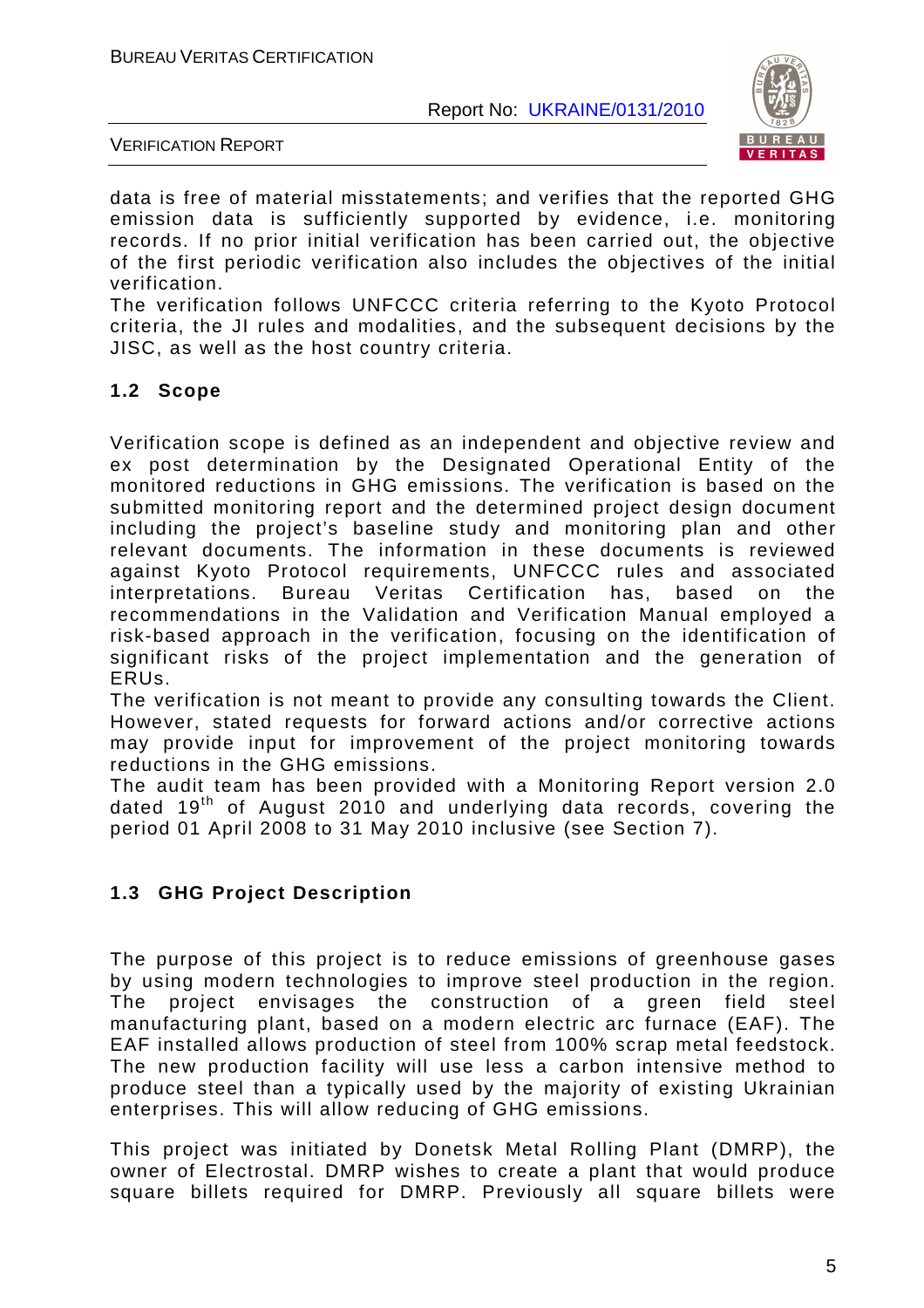data is free of material misstatements; and verifies that the reported GHG emission data is sufficiently supported by evidence, i.e. monitoring records. If no prior initial verification has been carried out, the objective of the first periodic verification also includes the objectives of the initial verification.
The verification follows UNFCCC criteria referring to the Kyoto Protocol criteria, the JI rules and modalities, and the subsequent decisions by the JISC, as well as the host country criteria.

## 1.2 Scope

Verification scope is defined as an independent and objective review and ex post determination by the Designated Operational Entity of the monitored reductions in GHG emissions. The verification is based on the submitted monitoring report and the determined project design document including the project's baseline study and monitoring plan and other relevant documents. The information in these documents is reviewed against Kyoto Protocol requirements, UNFCCC rules and associated interpretations. Bureau Veritas Certification has, based on the recommendations in the Validation and Verification Manual employed a risk-based approach in the verification, focusing on the identification of significant risks of the project implementation and the generation of ERUs.
The verification is not meant to provide any consulting towards the Client. However, stated requests for forward actions and/or corrective actions may provide input for improvement of the project monitoring towards reductions in the GHG emissions.
The audit team has been provided with a Monitoring Report version 2.0 dated 19th of August 2010 and underlying data records, covering the period 01 April 2008 to 31 May 2010 inclusive (see Section 7).

## 1.3 GHG Project Description

The purpose of this project is to reduce emissions of greenhouse gases by using modern technologies to improve steel production in the region. The project envisages the construction of a green field steel manufacturing plant, based on a modern electric arc furnace (EAF). The EAF installed allows production of steel from 100% scrap metal feedstock. The new production facility will use less a carbon intensive method to produce steel than a typically used by the majority of existing Ukrainian enterprises. This will allow reducing of GHG emissions.

This project was initiated by Donetsk Metal Rolling Plant (DMRP), the owner of Electrostal. DMRP wishes to create a plant that would produce square billets required for DMRP. Previously all square billets were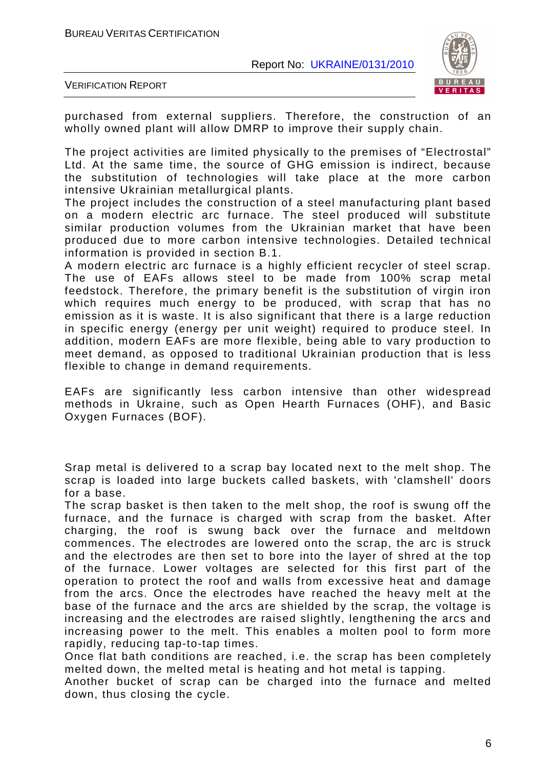purchased from external suppliers. Therefore, the construction of an wholly owned plant will allow DMRP to improve their supply chain.

The project activities are limited physically to the premises of "Electrostal" Ltd. At the same time, the source of GHG emission is indirect, because the substitution of technologies will take place at the more carbon intensive Ukrainian metallurgical plants.
The project includes the construction of a steel manufacturing plant based on a modern electric arc furnace. The steel produced will substitute similar production volumes from the Ukrainian market that have been produced due to more carbon intensive technologies. Detailed technical information is provided in section B.1.
A modern electric arc furnace is a highly efficient recycler of steel scrap. The use of EAFs allows steel to be made from 100% scrap metal feedstock. Therefore, the primary benefit is the substitution of virgin iron which requires much energy to be produced, with scrap that has no emission as it is waste. It is also significant that there is a large reduction in specific energy (energy per unit weight) required to produce steel. In addition, modern EAFs are more flexible, being able to vary production to meet demand, as opposed to traditional Ukrainian production that is less flexible to change in demand requirements.

EAFs are significantly less carbon intensive than other widespread methods in Ukraine, such as Open Hearth Furnaces (OHF), and Basic Oxygen Furnaces (BOF).

Srap metal is delivered to a scrap bay located next to the melt shop. The scrap is loaded into large buckets called baskets, with 'clamshell' doors for a base.
The scrap basket is then taken to the melt shop, the roof is swung off the furnace, and the furnace is charged with scrap from the basket. After charging, the roof is swung back over the furnace and meltdown commences. The electrodes are lowered onto the scrap, the arc is struck and the electrodes are then set to bore into the layer of shred at the top of the furnace. Lower voltages are selected for this first part of the operation to protect the roof and walls from excessive heat and damage from the arcs. Once the electrodes have reached the heavy melt at the base of the furnace and the arcs are shielded by the scrap, the voltage is increasing and the electrodes are raised slightly, lengthening the arcs and increasing power to the melt. This enables a molten pool to form more rapidly, reducing tap-to-tap times.
Once flat bath conditions are reached, i.e. the scrap has been completely melted down, the melted metal is heating and hot metal is tapping.
Another bucket of scrap can be charged into the furnace and melted down, thus closing the cycle.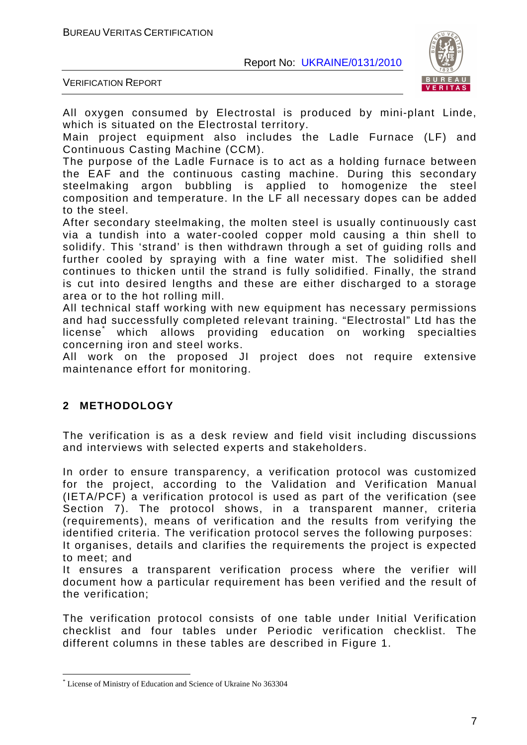All oxygen consumed by Electrostal is produced by mini-plant Linde, which is situated on the Electrostal territory.

Main project equipment also includes the Ladle Furnace (LF) and Continuous Casting Machine (CCM).

The purpose of the Ladle Furnace is to act as a holding furnace between the EAF and the continuous casting machine. During this secondary steelmaking argon bubbling is applied to homogenize the steel composition and temperature. In the LF all necessary dopes can be added to the steel.

After secondary steelmaking, the molten steel is usually continuously cast via a tundish into a water-cooled copper mold causing a thin shell to solidify. This 'strand' is then withdrawn through a set of guiding rolls and further cooled by spraying with a fine water mist. The solidified shell continues to thicken until the strand is fully solidified. Finally, the strand is cut into desired lengths and these are either discharged to a storage area or to the hot rolling mill.

All technical staff working with new equipment has necessary permissions and had successfully completed relevant training. "Electrostal" Ltd has the license* which allows providing education on working specialties concerning iron and steel works.

All work on the proposed JI project does not require extensive maintenance effort for monitoring.

## 2 METHODOLOGY

The verification is as a desk review and field visit including discussions and interviews with selected experts and stakeholders.

In order to ensure transparency, a verification protocol was customized for the project, according to the Validation and Verification Manual (IETA/PCF) a verification protocol is used as part of the verification (see Section 7). The protocol shows, in a transparent manner, criteria (requirements), means of verification and the results from verifying the identified criteria. The verification protocol serves the following purposes:

It organises, details and clarifies the requirements the project is expected to meet; and

It ensures a transparent verification process where the verifier will document how a particular requirement has been verified and the result of the verification;

The verification protocol consists of one table under Initial Verification checklist and four tables under Periodic verification checklist. The different columns in these tables are described in Figure 1.

---

* License of Ministry of Education and Science of Ukraine No 363304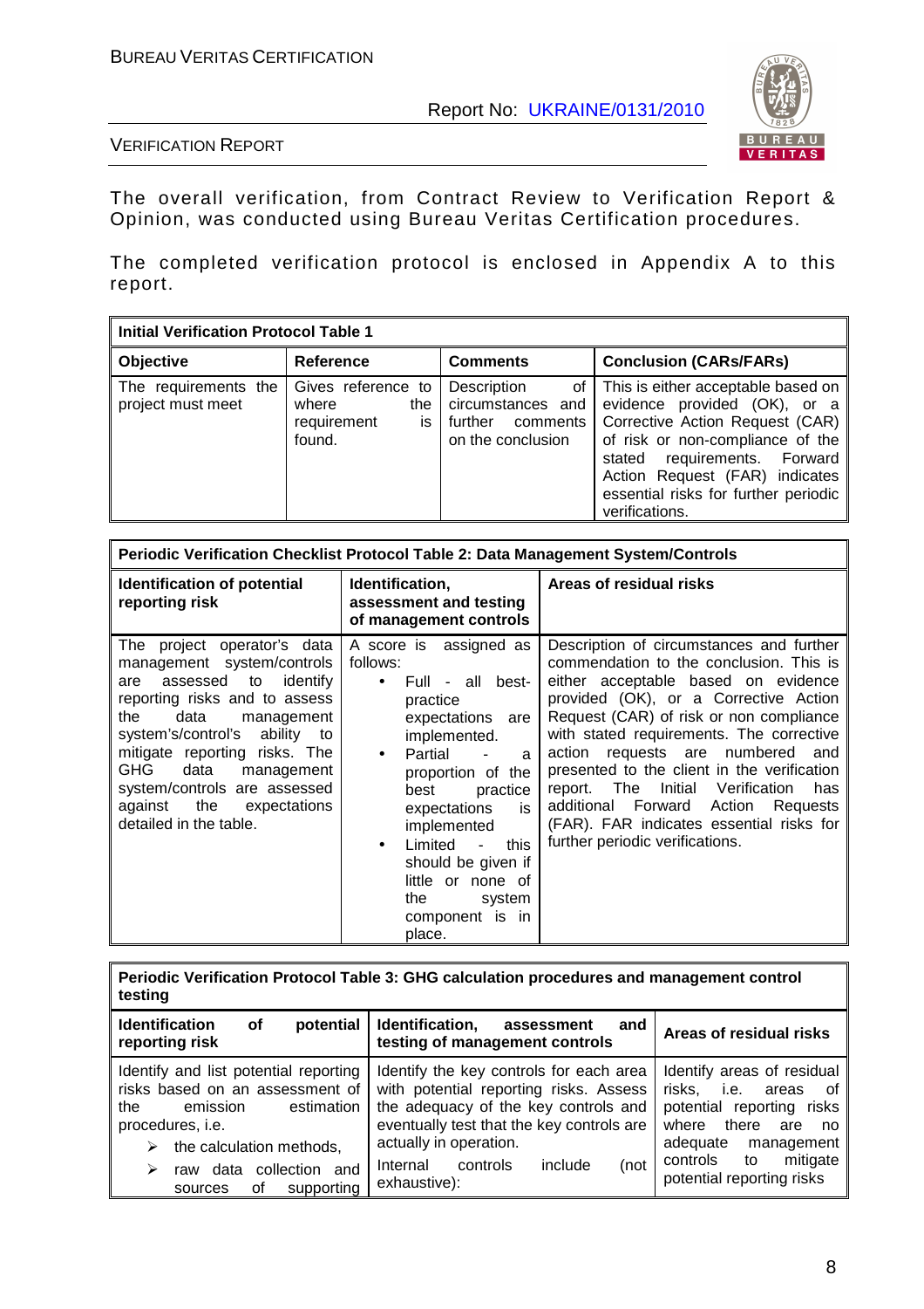The overall verification, from Contract Review to Verification Report & Opinion, was conducted using Bureau Veritas Certification procedures.

The completed verification protocol is enclosed in Appendix A to this report.

| **Initial Verification Protocol Table 1** | | | |
|---|---|---|---|
| **Objective** | **Reference** | **Comments** | **Conclusion (CARs/FARs)** |
| The requirements the project must meet | Gives reference to where the requirement is found. | Description of circumstances and further comments on the conclusion | This is either acceptable based on evidence provided (OK), or a Corrective Action Request (CAR) of risk or non-compliance of the stated requirements. Forward Action Request (FAR) indicates essential risks for further periodic verifications. |

| **Periodic Verification Checklist Protocol Table 2: Data Management System/Controls** | | |
|---|---|---|
| **Identification of potential reporting risk** | **Identification, assessment and testing of management controls** | **Areas of residual risks** |
| The project operator's data management system/controls are assessed to identify reporting risks and to assess the data management system's/control's ability to mitigate reporting risks. The GHG data management system/controls are assessed against the expectations detailed in the table. | A score is assigned as follows:<br>• Full - all best-practice expectations are implemented.<br>• Partial - a proportion of the best practice expectations is implemented<br>• Limited - this should be given if little or none of the system component is in place. | Description of circumstances and further commendation to the conclusion. This is either acceptable based on evidence provided (OK), or a Corrective Action Request (CAR) of risk or non compliance with stated requirements. The corrective action requests are numbered and presented to the client in the verification report. The Initial Verification has additional Forward Action Requests (FAR). FAR indicates essential risks for further periodic verifications. |

| **Periodic Verification Protocol Table 3: GHG calculation procedures and management control testing** | | |
|---|---|---|
| **Identification of potential reporting risk** | **Identification, assessment and testing of management controls** | **Areas of residual risks** |
| Identify and list potential reporting risks based on an assessment of the emission estimation procedures, i.e.<br>➢ the calculation methods,<br>➢ raw data collection and sources of supporting | Identify the key controls for each area with potential reporting risks. Assess the adequacy of the key controls and eventually test that the key controls are actually in operation.<br>Internal controls include (not exhaustive): | Identify areas of residual risks, i.e. areas of potential reporting risks where there are no adequate management controls to mitigate potential reporting risks |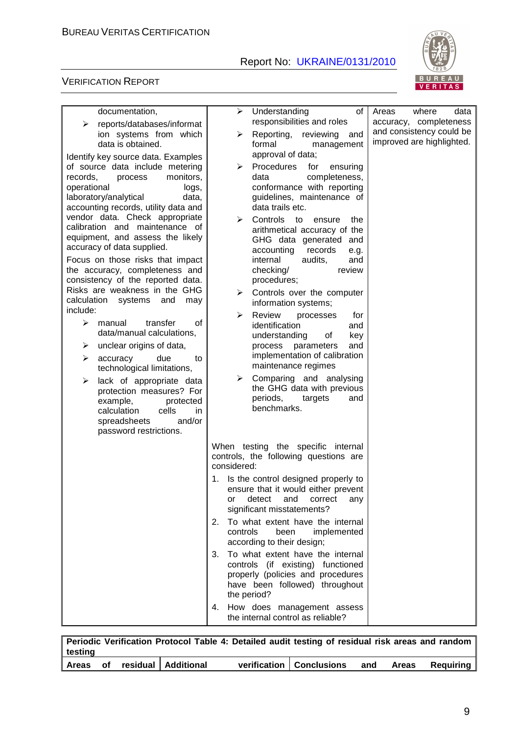| | | |
|---|---|---|
| documentation,<br>➢ reports/databases/information systems from which data is obtained.<br>Identify key source data. Examples of source data include metering records, process monitors, operational logs, laboratory/analytical data, accounting records, utility data and vendor data. Check appropriate calibration and maintenance of equipment, and assess the likely accuracy of data supplied.<br>Focus on those risks that impact the accuracy, completeness and consistency of the reported data. Risks are weakness in the GHG calculation systems and may include:<br>➢ manual transfer of data/manual calculations,<br>➢ unclear origins of data,<br>➢ accuracy due to technological limitations,<br>➢ lack of appropriate data protection measures? For example, protected calculation cells in spreadsheets and/or password restrictions. | ➢ Understanding of responsibilities and roles<br>➢ Reporting, reviewing and formal management approval of data;<br>➢ Procedures for ensuring data completeness, conformance with reporting guidelines, maintenance of data trails etc.<br>➢ Controls to ensure the arithmetical accuracy of the GHG data generated and accounting records e.g. internal audits, and checking/ review procedures;<br>➢ Controls over the computer information systems;<br>➢ Review processes for identification and understanding of key process parameters and implementation of calibration maintenance regimes<br>➢ Comparing and analysing the GHG data with previous periods, targets and benchmarks.<br><br>When testing the specific internal controls, the following questions are considered:<br>1. Is the control designed properly to ensure that it would either prevent or detect and correct any significant misstatements?<br>2. To what extent have the internal controls been implemented according to their design;<br>3. To what extent have the internal controls (if existing) functioned properly (policies and procedures have been followed) throughout the period?<br>4. How does management assess the internal control as reliable? | Areas where data accuracy, completeness and consistency could be improved are highlighted. |

| **Periodic Verification Protocol Table 4: Detailed audit testing of residual risk areas and random testing** | | |
|---|---|---|
| **Areas of residual** | **Additional verification** | **Conclusions and Areas Requiring** |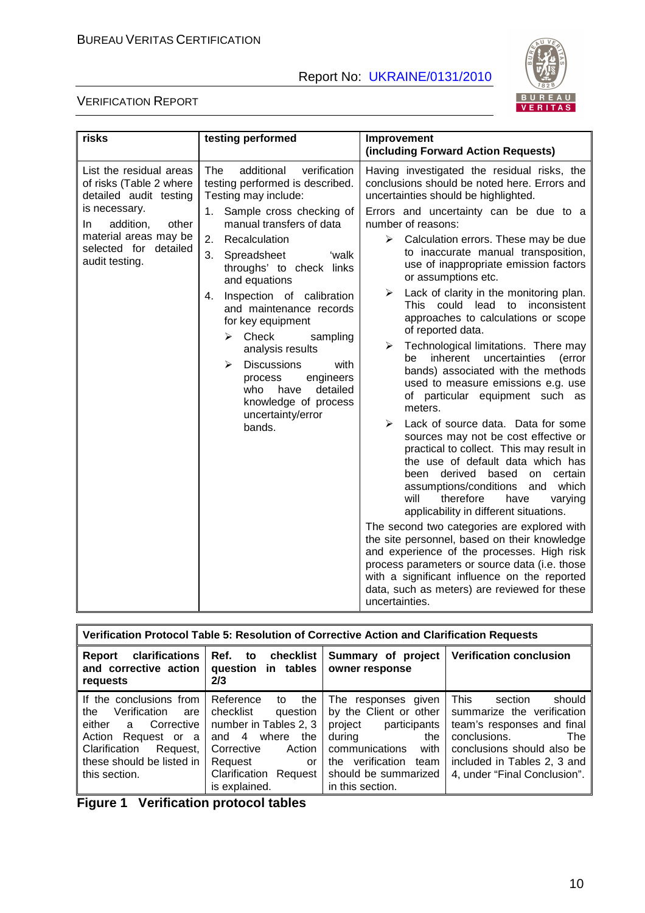| risks | testing performed | Improvement (including Forward Action Requests) |
|---|---|---|
| List the residual areas of risks (Table 2 where detailed audit testing is necessary.<br>In addition, other material areas may be selected for detailed audit testing. | The additional verification testing performed is described. Testing may include:<br>1. Sample cross checking of manual transfers of data<br>2. Recalculation<br>3. Spreadsheet 'walk throughs' to check links and equations<br>4. Inspection of calibration and maintenance records for key equipment<br>➢ Check sampling analysis results<br>➢ Discussions with process engineers who have detailed knowledge of process uncertainty/error bands. | Having investigated the residual risks, the conclusions should be noted here. Errors and uncertainties should be highlighted.<br>Errors and uncertainty can be due to a number of reasons:<br>➢ Calculation errors. These may be due to inaccurate manual transposition, use of inappropriate emission factors or assumptions etc.<br>➢ Lack of clarity in the monitoring plan. This could lead to inconsistent approaches to calculations or scope of reported data.<br>➢ Technological limitations. There may be inherent uncertainties (error bands) associated with the methods used to measure emissions e.g. use of particular equipment such as meters.<br>➢ Lack of source data. Data for some sources may not be cost effective or practical to collect. This may result in the use of default data which has been derived based on certain assumptions/conditions and which will therefore have varying applicability in different situations.<br>The second two categories are explored with the site personnel, based on their knowledge and experience of the processes. High risk process parameters or source data (i.e. those with a significant influence on the reported data, such as meters) are reviewed for these uncertainties. |

| Verification Protocol Table 5: Resolution of Corrective Action and Clarification Requests | | | |
|---|---|---|---|
| **Report clarifications and corrective action requests** | **Ref. to checklist question in tables 2/3** | **Summary of project owner response** | **Verification conclusion** |
| If the conclusions from the Verification are either a Corrective Action Request or a Clarification Request, these should be listed in this section. | Reference to the checklist question number in Tables 2, 3 and 4 where the Corrective Action Request or Clarification Request is explained. | The responses given by the Client or other project participants during the communications with the verification team should be summarized in this section. | This section should summarize the verification team's responses and final conclusions. The conclusions should also be included in Tables 2, 3 and 4, under "Final Conclusion". |

**Figure 1 Verification protocol tables**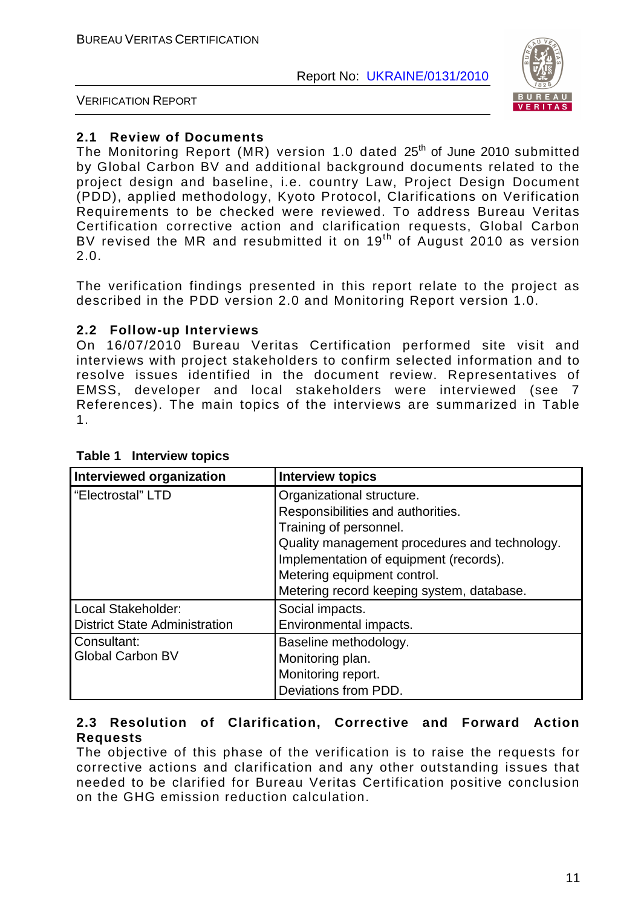### 2.1 Review of Documents

The Monitoring Report (MR) version 1.0 dated 25th of June 2010 submitted by Global Carbon BV and additional background documents related to the project design and baseline, i.e. country Law, Project Design Document (PDD), applied methodology, Kyoto Protocol, Clarifications on Verification Requirements to be checked were reviewed. To address Bureau Veritas Certification corrective action and clarification requests, Global Carbon BV revised the MR and resubmitted it on 19th of August 2010 as version 2.0.

The verification findings presented in this report relate to the project as described in the PDD version 2.0 and Monitoring Report version 1.0.

### 2.2 Follow-up Interviews

On 16/07/2010 Bureau Veritas Certification performed site visit and interviews with project stakeholders to confirm selected information and to resolve issues identified in the document review. Representatives of EMSS, developer and local stakeholders were interviewed (see 7 References). The main topics of the interviews are summarized in Table 1.

**Table 1 Interview topics**

| Interviewed organization | Interview topics |
|---|---|
| "Electrostal" LTD | Organizational structure.<br>Responsibilities and authorities.<br>Training of personnel.<br>Quality management procedures and technology.<br>Implementation of equipment (records).<br>Metering equipment control.<br>Metering record keeping system, database. |
| Local Stakeholder:<br>District State Administration | Social impacts.<br>Environmental impacts. |
| Consultant:<br>Global Carbon BV | Baseline methodology.<br>Monitoring plan.<br>Monitoring report.<br>Deviations from PDD. |

### 2.3 Resolution of Clarification, Corrective and Forward Action Requests

The objective of this phase of the verification is to raise the requests for corrective actions and clarification and any other outstanding issues that needed to be clarified for Bureau Veritas Certification positive conclusion on the GHG emission reduction calculation.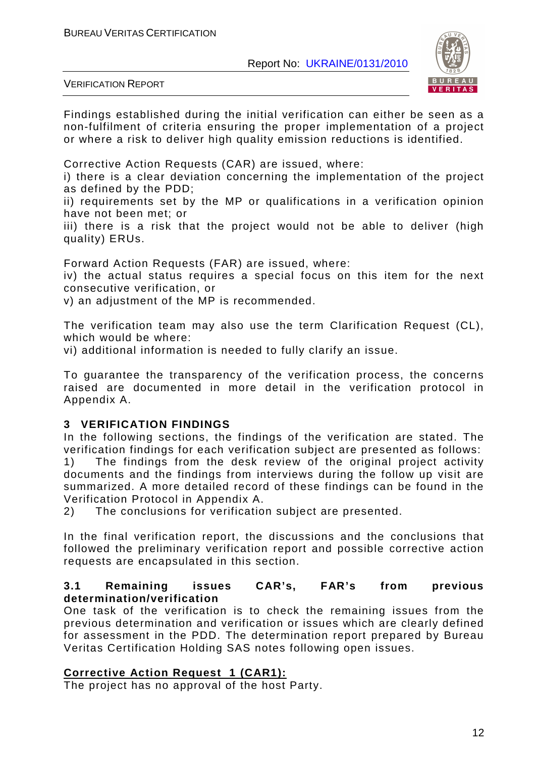Findings established during the initial verification can either be seen as a non-fulfilment of criteria ensuring the proper implementation of a project or where a risk to deliver high quality emission reductions is identified.

Corrective Action Requests (CAR) are issued, where:
i) there is a clear deviation concerning the implementation of the project as defined by the PDD;
ii) requirements set by the MP or qualifications in a verification opinion have not been met; or
iii) there is a risk that the project would not be able to deliver (high quality) ERUs.

Forward Action Requests (FAR) are issued, where:
iv) the actual status requires a special focus on this item for the next consecutive verification, or
v) an adjustment of the MP is recommended.

The verification team may also use the term Clarification Request (CL), which would be where:
vi) additional information is needed to fully clarify an issue.

To guarantee the transparency of the verification process, the concerns raised are documented in more detail in the verification protocol in Appendix A.

# 3 VERIFICATION FINDINGS

In the following sections, the findings of the verification are stated. The verification findings for each verification subject are presented as follows:
1) The findings from the desk review of the original project activity documents and the findings from interviews during the follow up visit are summarized. A more detailed record of these findings can be found in the Verification Protocol in Appendix A.
2) The conclusions for verification subject are presented.

In the final verification report, the discussions and the conclusions that followed the preliminary verification report and possible corrective action requests are encapsulated in this section.

## 3.1 Remaining issues CAR's, FAR's from previous determination/verification

One task of the verification is to check the remaining issues from the previous determination and verification or issues which are clearly defined for assessment in the PDD. The determination report prepared by Bureau Veritas Certification Holding SAS notes following open issues.

**Corrective Action Request 1 (CAR1):**
The project has no approval of the host Party.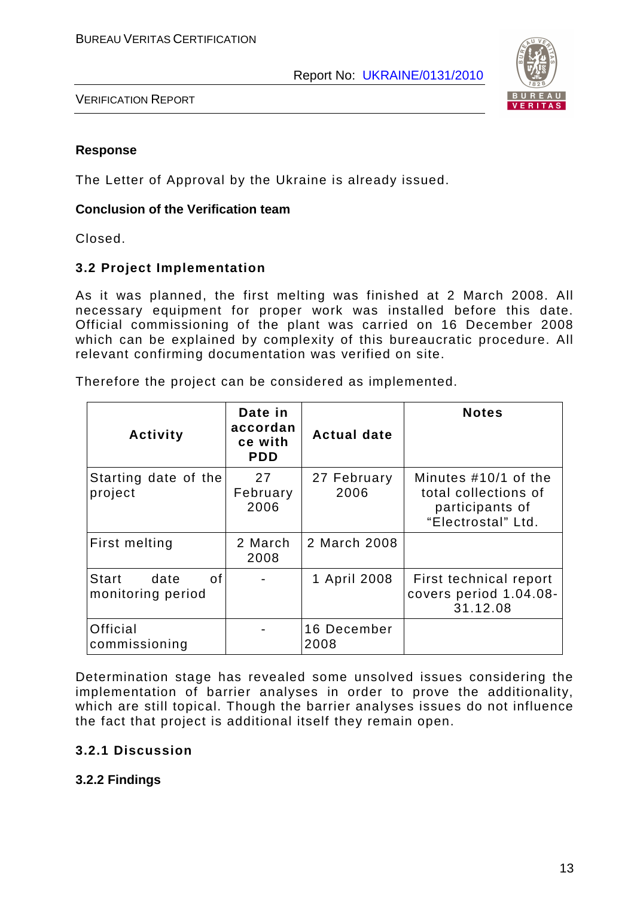**Response**

The Letter of Approval by the Ukraine is already issued.

**Conclusion of the Verification team**

Closed.

### 3.2 Project Implementation

As it was planned, the first melting was finished at 2 March 2008. All necessary equipment for proper work was installed before this date. Official commissioning of the plant was carried on 16 December 2008 which can be explained by complexity of this bureaucratic procedure. All relevant confirming documentation was verified on site.

Therefore the project can be considered as implemented.

| Activity | Date in accordance with PDD | Actual date | Notes |
|---|---|---|---|
| Starting date of the project | 27 February 2006 | 27 February 2006 | Minutes #10/1 of the total collections of participants of "Electrostal" Ltd. |
| First melting | 2 March 2008 | 2 March 2008 | |
| Start date of monitoring period | - | 1 April 2008 | First technical report covers period 1.04.08-31.12.08 |
| Official commissioning | - | 16 December 2008 | |

Determination stage has revealed some unsolved issues considering the implementation of barrier analyses in order to prove the additionality, which are still topical. Though the barrier analyses issues do not influence the fact that project is additional itself they remain open.

#### 3.2.1 Discussion

#### 3.2.2 Findings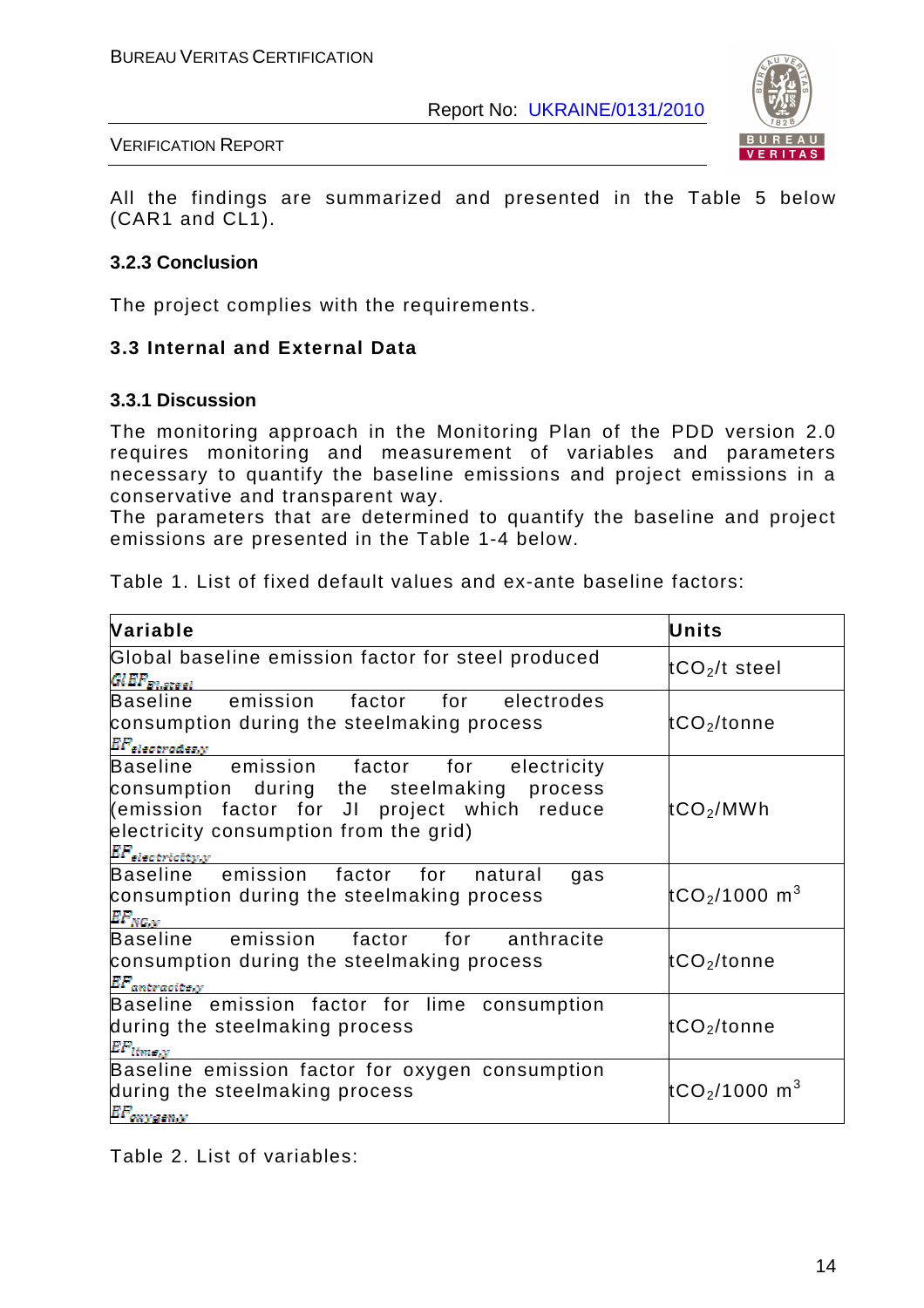All the findings are summarized and presented in the Table 5 below (CAR1 and CL1).

### 3.2.3 Conclusion

The project complies with the requirements.

## 3.3 Internal and External Data

### 3.3.1 Discussion

The monitoring approach in the Monitoring Plan of the PDD version 2.0 requires monitoring and measurement of variables and parameters necessary to quantify the baseline emissions and project emissions in a conservative and transparent way.

The parameters that are determined to quantify the baseline and project emissions are presented in the Table 1-4 below.

Table 1. List of fixed default values and ex-ante baseline factors:

| Variable | Units |
|---|---|
| Global baseline emission factor for steel produced $GLEF_{BL,steel}$ | $tCO_2$/t steel |
| Baseline emission factor for electrodes consumption during the steelmaking process $EF_{electrodes,y}$ | $tCO_2$/tonne |
| Baseline emission factor for electricity consumption during the steelmaking process (emission factor for JI project which reduce electricity consumption from the grid) $EF_{electricity,y}$ | $tCO_2$/MWh |
| Baseline emission factor for natural gas consumption during the steelmaking process $EF_{NG,y}$ | $tCO_2$/1000 $m^3$ |
| Baseline emission factor for anthracite consumption during the steelmaking process $EF_{antracite,y}$ | $tCO_2$/tonne |
| Baseline emission factor for lime consumption during the steelmaking process $EF_{lime,y}$ | $tCO_2$/tonne |
| Baseline emission factor for oxygen consumption during the steelmaking process $EF_{oxygen,y}$ | $tCO_2$/1000 $m^3$ |

Table 2. List of variables: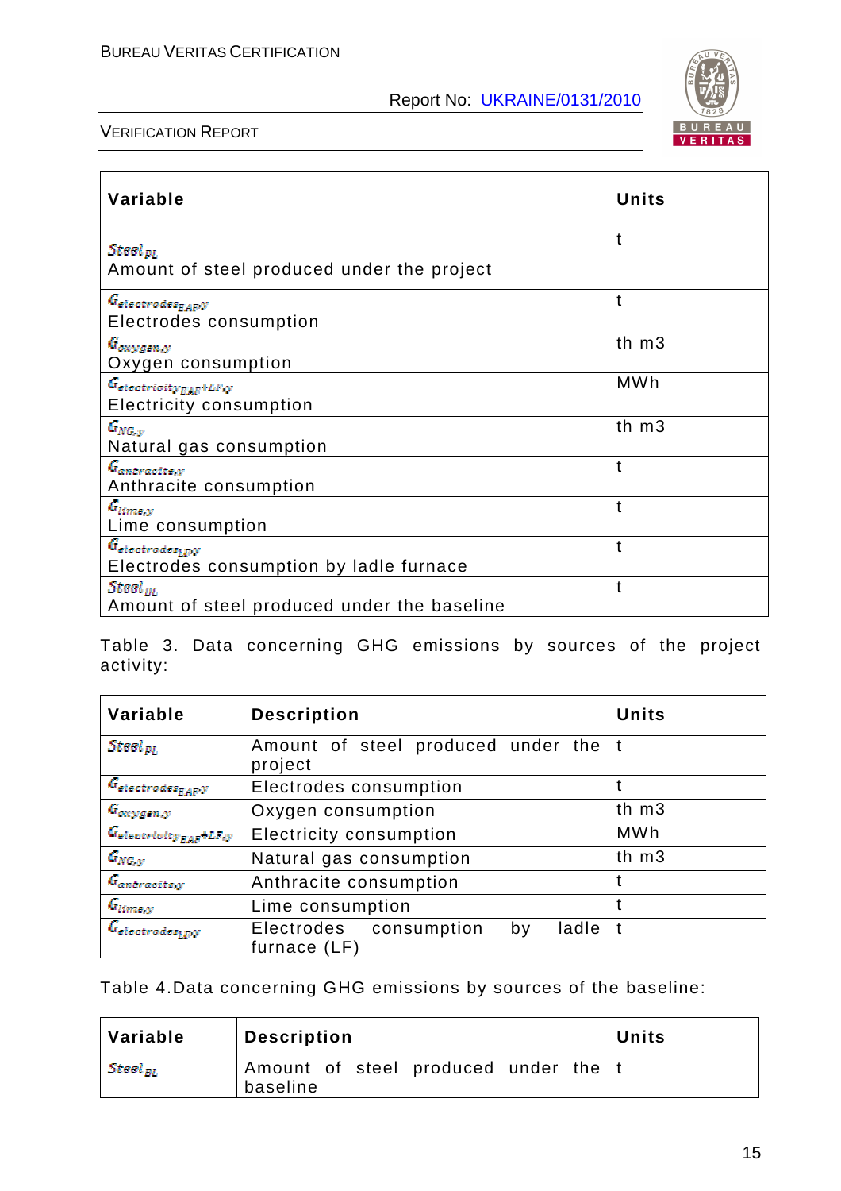| Variable | Units |
|---|---|
| $Steel_{PL}$ Amount of steel produced under the project | t |
| $G_{electrodes_{EAF},y}$ Electrodes consumption | t |
| $G_{oxygen,y}$ Oxygen consumption | th m3 |
| $G_{electricity_{EAF}+LF,y}$ Electricity consumption | MWh |
| $G_{NG,y}$ Natural gas consumption | th m3 |
| $G_{antracite,y}$ Anthracite consumption | t |
| $G_{lime,y}$ Lime consumption | t |
| $G_{electrodes_{LF},y}$ Electrodes consumption by ladle furnace | t |
| $Steel_{BL}$ Amount of steel produced under the baseline | t |

Table 3. Data concerning GHG emissions by sources of the project activity:

| Variable | Description | Units |
|---|---|---|
| $Steel_{PL}$ | Amount of steel produced under the project | t |
| $G_{electrodes_{EAF},y}$ | Electrodes consumption | t |
| $G_{oxygen,y}$ | Oxygen consumption | th m3 |
| $G_{electricity_{EAF}+LF,y}$ | Electricity consumption | MWh |
| $G_{NG,y}$ | Natural gas consumption | th m3 |
| $G_{antracite,y}$ | Anthracite consumption | t |
| $G_{lime,y}$ | Lime consumption | t |
| $G_{electrodes_{LF},y}$ | Electrodes consumption by ladle furnace (LF) | t |

Table 4.Data concerning GHG emissions by sources of the baseline:

| Variable | Description | Units |
|---|---|---|
| $Steel_{BL}$ | Amount of steel produced under the baseline | t |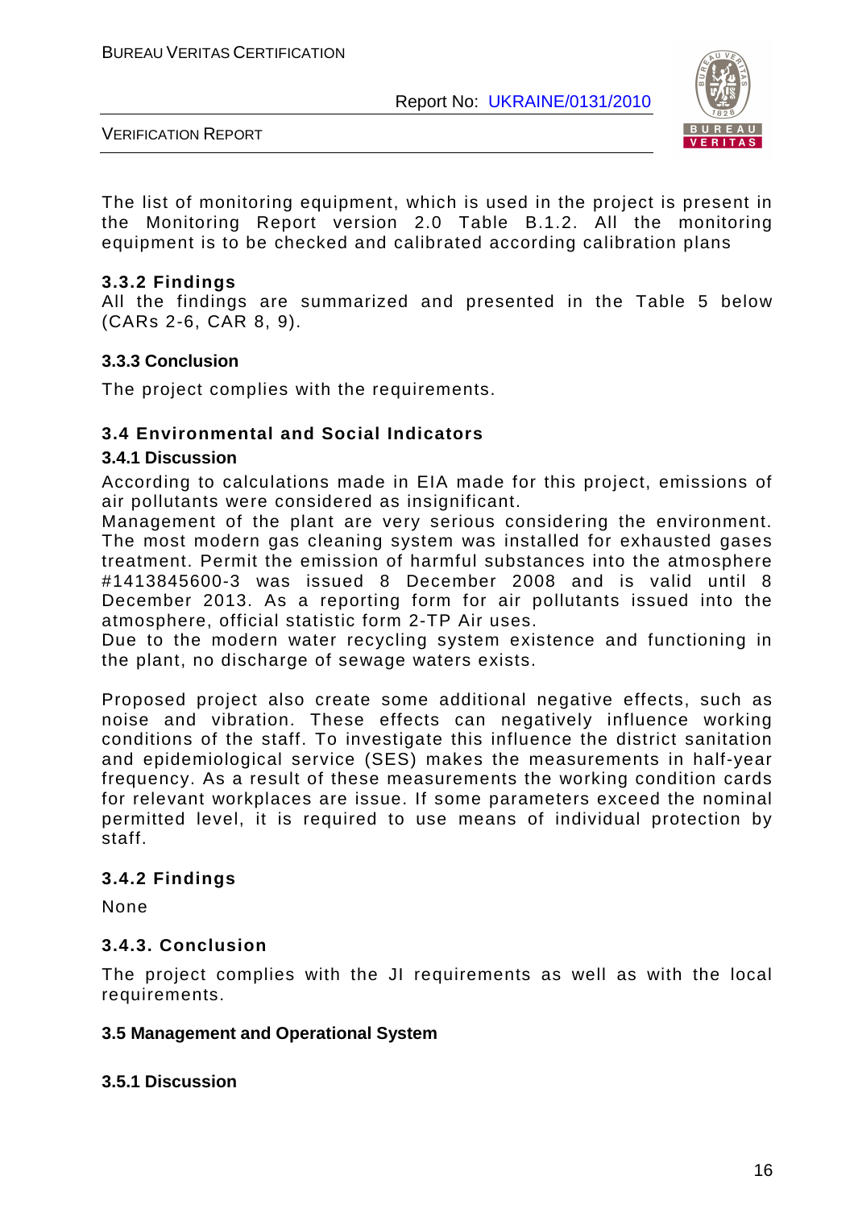The list of monitoring equipment, which is used in the project is present in the Monitoring Report version 2.0 Table B.1.2. All the monitoring equipment is to be checked and calibrated according calibration plans

### 3.3.2 Findings

All the findings are summarized and presented in the Table 5 below (CARs 2-6, CAR 8, 9).

### 3.3.3 Conclusion

The project complies with the requirements.

## 3.4 Environmental and Social Indicators

### 3.4.1 Discussion

According to calculations made in EIA made for this project, emissions of air pollutants were considered as insignificant.

Management of the plant are very serious considering the environment. The most modern gas cleaning system was installed for exhausted gases treatment. Permit the emission of harmful substances into the atmosphere #1413845600-3 was issued 8 December 2008 and is valid until 8 December 2013. As a reporting form for air pollutants issued into the atmosphere, official statistic form 2-TP Air uses.

Due to the modern water recycling system existence and functioning in the plant, no discharge of sewage waters exists.

Proposed project also create some additional negative effects, such as noise and vibration. These effects can negatively influence working conditions of the staff. To investigate this influence the district sanitation and epidemiological service (SES) makes the measurements in half-year frequency. As a result of these measurements the working condition cards for relevant workplaces are issue. If some parameters exceed the nominal permitted level, it is required to use means of individual protection by staff.

### 3.4.2 Findings

None

### 3.4.3. Conclusion

The project complies with the JI requirements as well as with the local requirements.

## 3.5 Management and Operational System

### 3.5.1 Discussion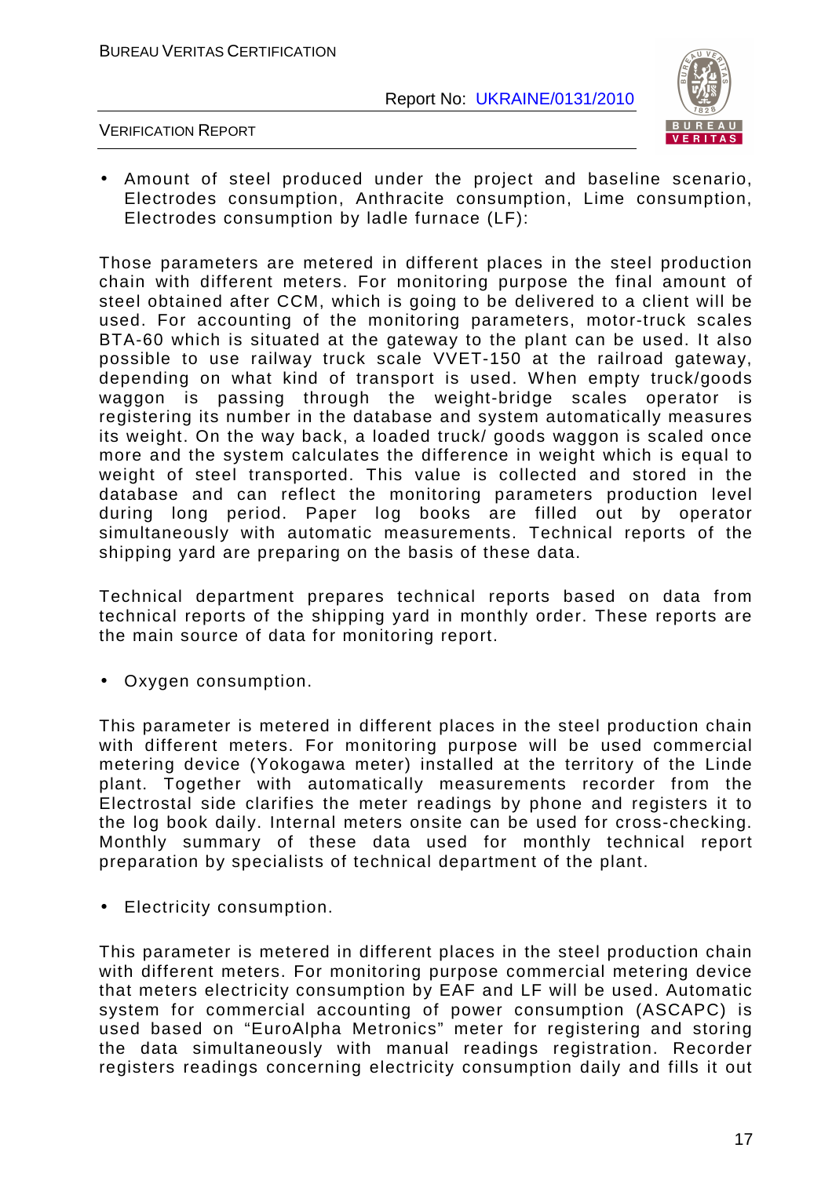- Amount of steel produced under the project and baseline scenario, Electrodes consumption, Anthracite consumption, Lime consumption, Electrodes consumption by ladle furnace (LF):

Those parameters are metered in different places in the steel production chain with different meters. For monitoring purpose the final amount of steel obtained after CCM, which is going to be delivered to a client will be used. For accounting of the monitoring parameters, motor-truck scales BTA-60 which is situated at the gateway to the plant can be used. It also possible to use railway truck scale VVET-150 at the railroad gateway, depending on what kind of transport is used. When empty truck/goods waggon is passing through the weight-bridge scales operator is registering its number in the database and system automatically measures its weight. On the way back, a loaded truck/ goods waggon is scaled once more and the system calculates the difference in weight which is equal to weight of steel transported. This value is collected and stored in the database and can reflect the monitoring parameters production level during long period. Paper log books are filled out by operator simultaneously with automatic measurements. Technical reports of the shipping yard are preparing on the basis of these data.

Technical department prepares technical reports based on data from technical reports of the shipping yard in monthly order. These reports are the main source of data for monitoring report.

- Oxygen consumption.

This parameter is metered in different places in the steel production chain with different meters. For monitoring purpose will be used commercial metering device (Yokogawa meter) installed at the territory of the Linde plant. Together with automatically measurements recorder from the Electrostal side clarifies the meter readings by phone and registers it to the log book daily. Internal meters onsite can be used for cross-checking. Monthly summary of these data used for monthly technical report preparation by specialists of technical department of the plant.

- Electricity consumption.

This parameter is metered in different places in the steel production chain with different meters. For monitoring purpose commercial metering device that meters electricity consumption by EAF and LF will be used. Automatic system for commercial accounting of power consumption (ASCAPC) is used based on “EuroAlpha Metronics” meter for registering and storing the data simultaneously with manual readings registration. Recorder registers readings concerning electricity consumption daily and fills it out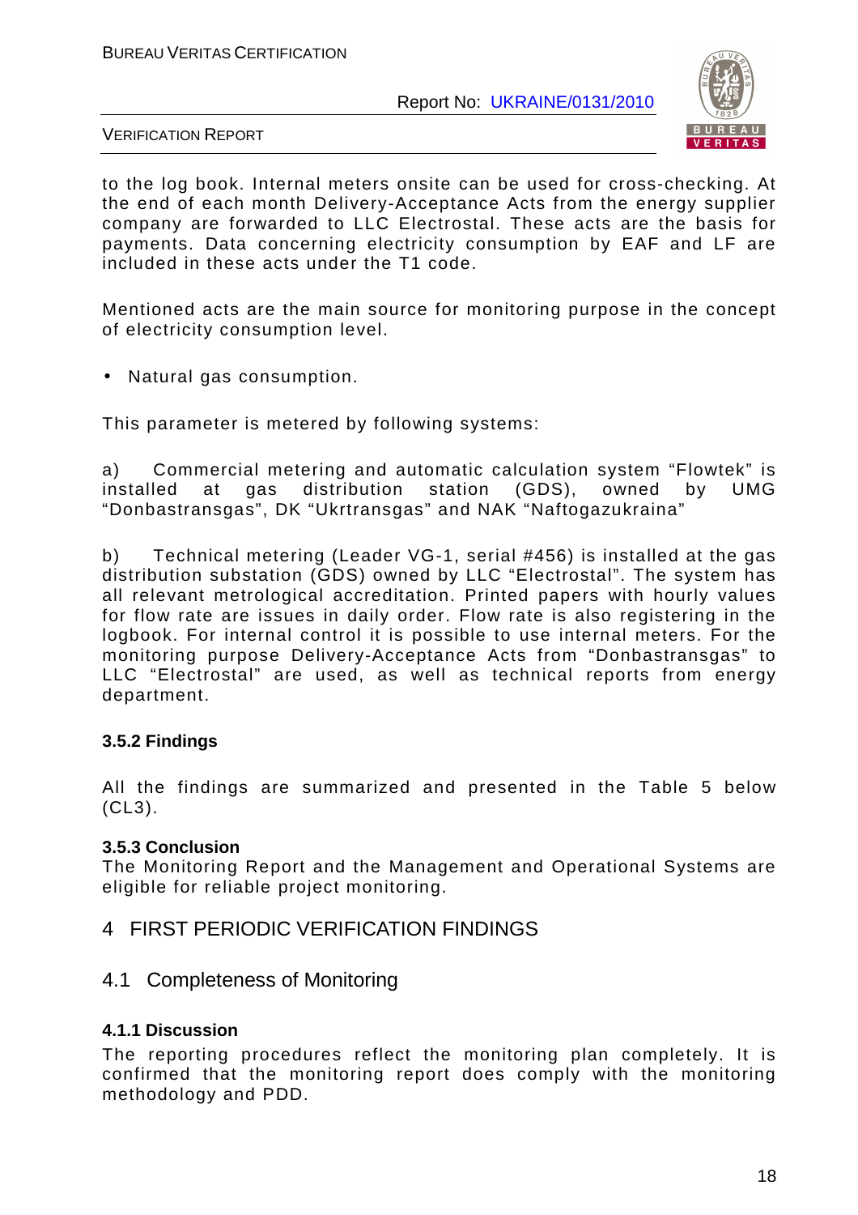to the log book. Internal meters onsite can be used for cross-checking. At the end of each month Delivery-Acceptance Acts from the energy supplier company are forwarded to LLC Electrostal. These acts are the basis for payments. Data concerning electricity consumption by EAF and LF are included in these acts under the T1 code.

Mentioned acts are the main source for monitoring purpose in the concept of electricity consumption level.

- Natural gas consumption.

This parameter is metered by following systems:

a) Commercial metering and automatic calculation system “Flowtek” is installed at gas distribution station (GDS), owned by UMG “Donbastransgas”, DK “Ukrtransgas” and NAK “Naftogazukraina”

b) Technical metering (Leader VG-1, serial #456) is installed at the gas distribution substation (GDS) owned by LLC “Electrostal”. The system has all relevant metrological accreditation. Printed papers with hourly values for flow rate are issues in daily order. Flow rate is also registering in the logbook. For internal control it is possible to use internal meters. For the monitoring purpose Delivery-Acceptance Acts from “Donbastransgas” to LLC “Electrostal” are used, as well as technical reports from energy department.

### 3.5.2 Findings

All the findings are summarized and presented in the Table 5 below (CL3).

### 3.5.3 Conclusion

The Monitoring Report and the Management and Operational Systems are eligible for reliable project monitoring.

# 4 FIRST PERIODIC VERIFICATION FINDINGS

## 4.1 Completeness of Monitoring

### 4.1.1 Discussion

The reporting procedures reflect the monitoring plan completely. It is confirmed that the monitoring report does comply with the monitoring methodology and PDD.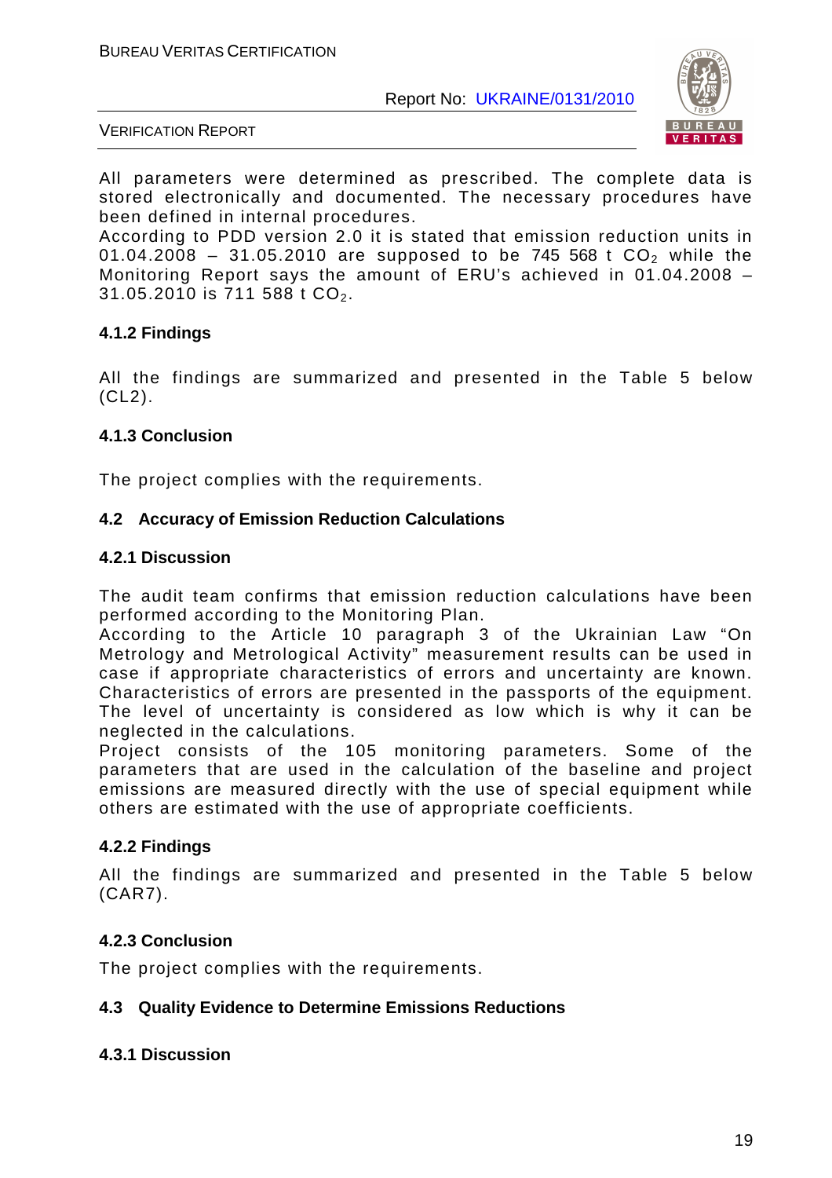All parameters were determined as prescribed. The complete data is stored electronically and documented. The necessary procedures have been defined in internal procedures.
According to PDD version 2.0 it is stated that emission reduction units in 01.04.2008 – 31.05.2010 are supposed to be 745 568 t $CO_2$ while the Monitoring Report says the amount of ERU's achieved in 01.04.2008 – 31.05.2010 is 711 588 t $CO_2$.

### 4.1.2 Findings

All the findings are summarized and presented in the Table 5 below (CL2).

### 4.1.3 Conclusion

The project complies with the requirements.

## 4.2 Accuracy of Emission Reduction Calculations

### 4.2.1 Discussion

The audit team confirms that emission reduction calculations have been performed according to the Monitoring Plan.
According to the Article 10 paragraph 3 of the Ukrainian Law "On Metrology and Metrological Activity" measurement results can be used in case if appropriate characteristics of errors and uncertainty are known. Characteristics of errors are presented in the passports of the equipment. The level of uncertainty is considered as low which is why it can be neglected in the calculations.
Project consists of the 105 monitoring parameters. Some of the parameters that are used in the calculation of the baseline and project emissions are measured directly with the use of special equipment while others are estimated with the use of appropriate coefficients.

### 4.2.2 Findings

All the findings are summarized and presented in the Table 5 below (CAR7).

### 4.2.3 Conclusion

The project complies with the requirements.

## 4.3 Quality Evidence to Determine Emissions Reductions

### 4.3.1 Discussion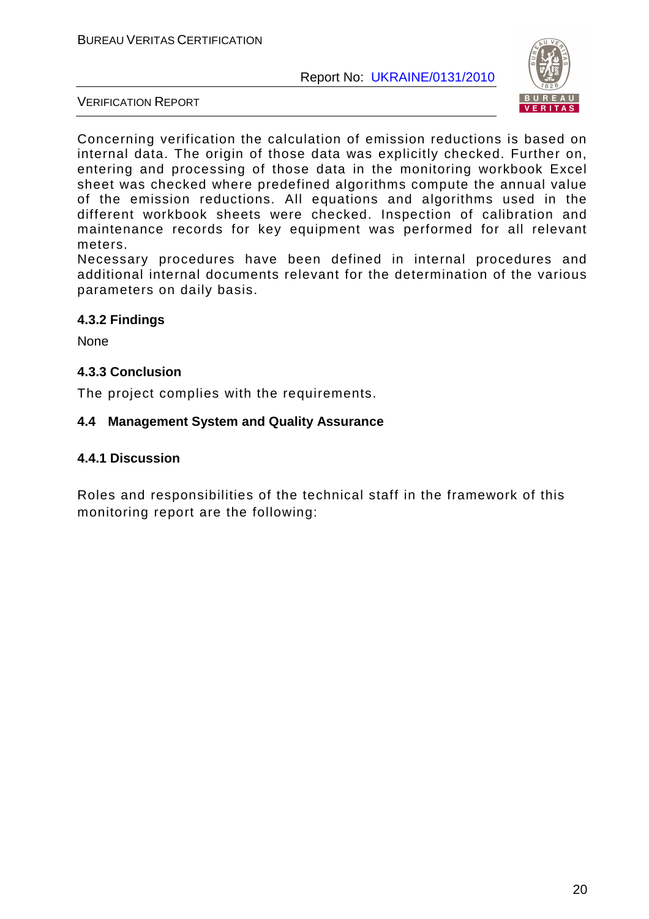Concerning verification the calculation of emission reductions is based on internal data. The origin of those data was explicitly checked. Further on, entering and processing of those data in the monitoring workbook Excel sheet was checked where predefined algorithms compute the annual value of the emission reductions. All equations and algorithms used in the different workbook sheets were checked. Inspection of calibration and maintenance records for key equipment was performed for all relevant meters.
Necessary procedures have been defined in internal procedures and additional internal documents relevant for the determination of the various parameters on daily basis.

#### 4.3.2 Findings

None

#### 4.3.3 Conclusion

The project complies with the requirements.

### 4.4 Management System and Quality Assurance

#### 4.4.1 Discussion

Roles and responsibilities of the technical staff in the framework of this monitoring report are the following: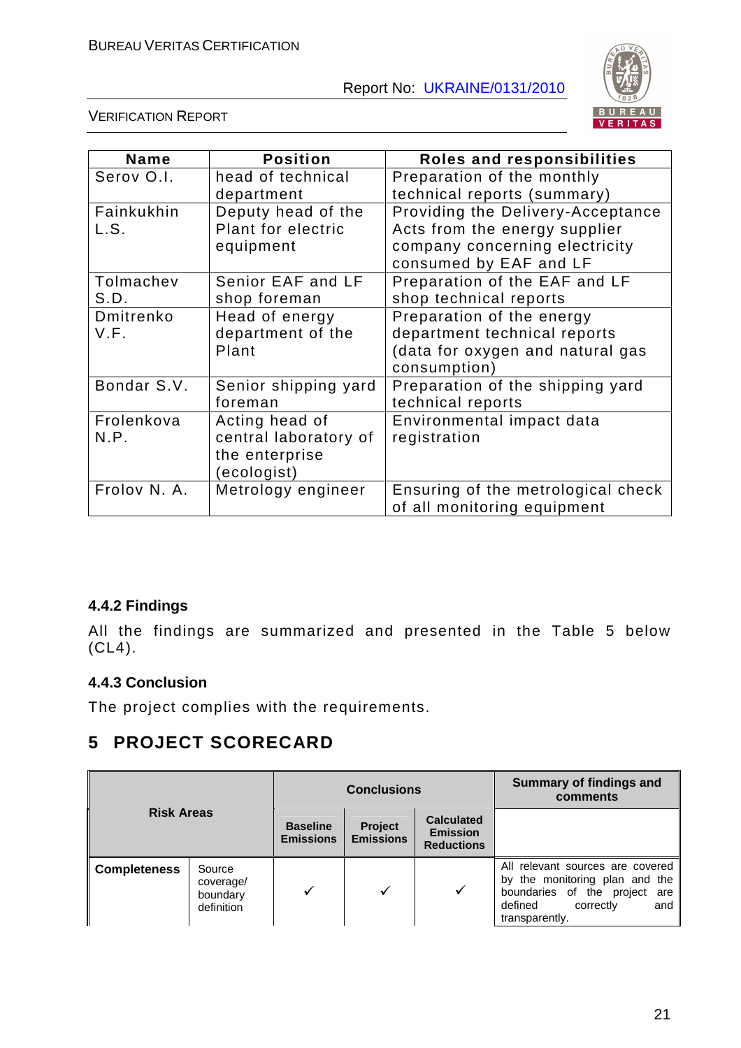| Name | Position | Roles and responsibilities |
|---|---|---|
| Serov O.I. | head of technical department | Preparation of the monthly technical reports (summary) |
| Fainkukhin L.S. | Deputy head of the Plant for electric equipment | Providing the Delivery-Acceptance Acts from the energy supplier company concerning electricity consumed by EAF and LF |
| Tolmachev S.D. | Senior EAF and LF shop foreman | Preparation of the EAF and LF shop technical reports |
| Dmitrenko V.F. | Head of energy department of the Plant | Preparation of the energy department technical reports (data for oxygen and natural gas consumption) |
| Bondar S.V. | Senior shipping yard foreman | Preparation of the shipping yard technical reports |
| Frolenkova N.P. | Acting head of central laboratory of the enterprise (ecologist) | Environmental impact data registration |
| Frolov N. A. | Metrology engineer | Ensuring of the metrological check of all monitoring equipment |

### 4.4.2 Findings

All the findings are summarized and presented in the Table 5 below (CL4).

### 4.4.3 Conclusion

The project complies with the requirements.

## 5 PROJECT SCORECARD

| Risk Areas | | Conclusions | | | Summary of findings and comments |
|---|---|---|---|---|---|
| | | Baseline Emissions | Project Emissions | Calculated Emission Reductions | |
| **Completeness** | Source coverage/ boundary definition | ✓ | ✓ | ✓ | All relevant sources are covered by the monitoring plan and the boundaries of the project are defined correctly and transparently. |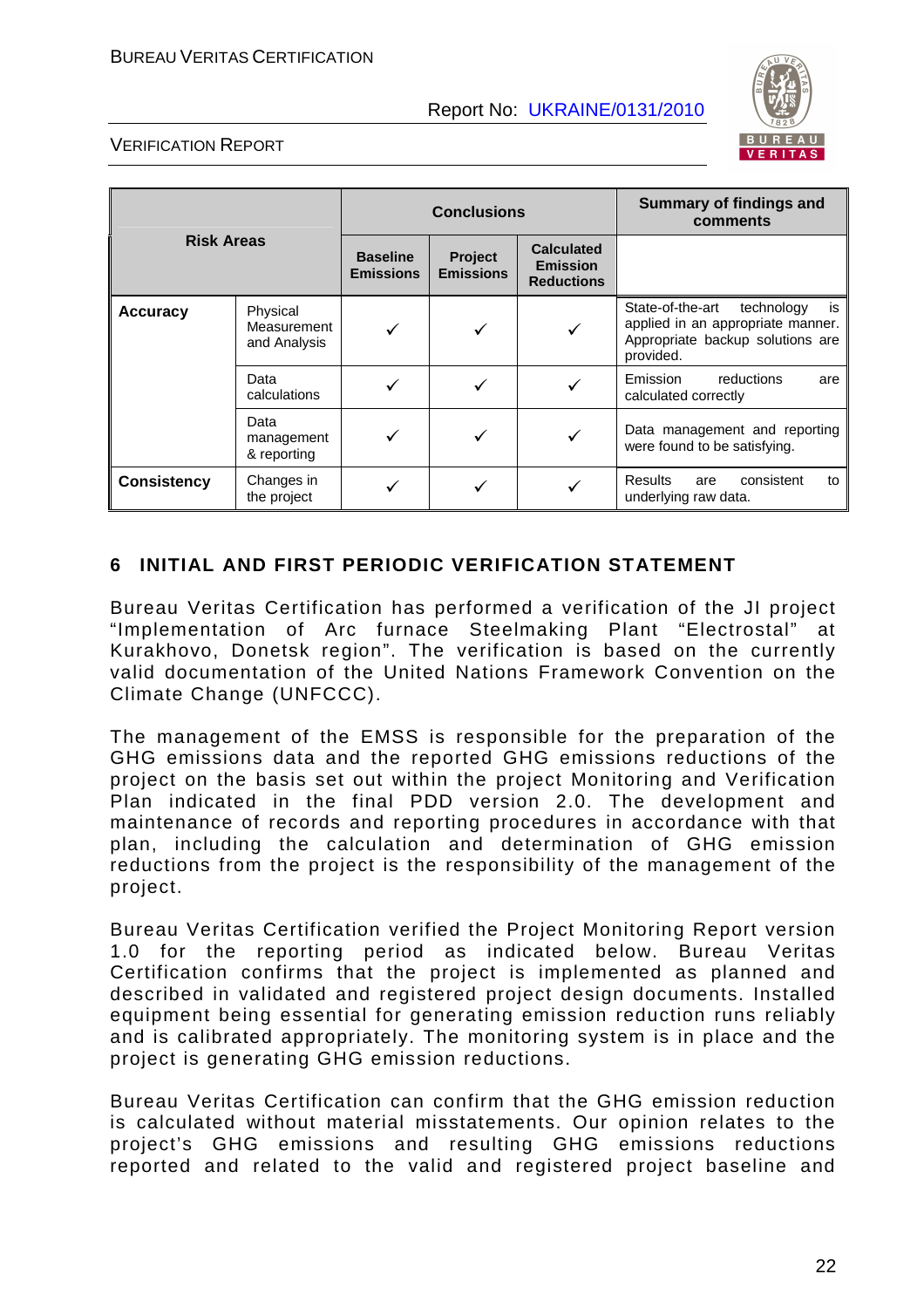| Risk Areas | | Conclusions | | | Summary of findings and comments |
|---|---|---|---|---|---|
| | | Baseline Emissions | Project Emissions | Calculated Emission Reductions | |
| **Accuracy** | Physical Measurement and Analysis | ✓ | ✓ | ✓ | State-of-the-art technology is applied in an appropriate manner. Appropriate backup solutions are provided. |
| | Data calculations | ✓ | ✓ | ✓ | Emission reductions are calculated correctly |
| | Data management & reporting | ✓ | ✓ | ✓ | Data management and reporting were found to be satisfying. |
| **Consistency** | Changes in the project | ✓ | ✓ | ✓ | Results are consistent to underlying raw data. |

## 6 INITIAL AND FIRST PERIODIC VERIFICATION STATEMENT

Bureau Veritas Certification has performed a verification of the JI project "Implementation of Arc furnace Steelmaking Plant "Electrostal" at Kurakhovo, Donetsk region". The verification is based on the currently valid documentation of the United Nations Framework Convention on the Climate Change (UNFCCC).

The management of the EMSS is responsible for the preparation of the GHG emissions data and the reported GHG emissions reductions of the project on the basis set out within the project Monitoring and Verification Plan indicated in the final PDD version 2.0. The development and maintenance of records and reporting procedures in accordance with that plan, including the calculation and determination of GHG emission reductions from the project is the responsibility of the management of the project.

Bureau Veritas Certification verified the Project Monitoring Report version 1.0 for the reporting period as indicated below. Bureau Veritas Certification confirms that the project is implemented as planned and described in validated and registered project design documents. Installed equipment being essential for generating emission reduction runs reliably and is calibrated appropriately. The monitoring system is in place and the project is generating GHG emission reductions.

Bureau Veritas Certification can confirm that the GHG emission reduction is calculated without material misstatements. Our opinion relates to the project's GHG emissions and resulting GHG emissions reductions reported and related to the valid and registered project baseline and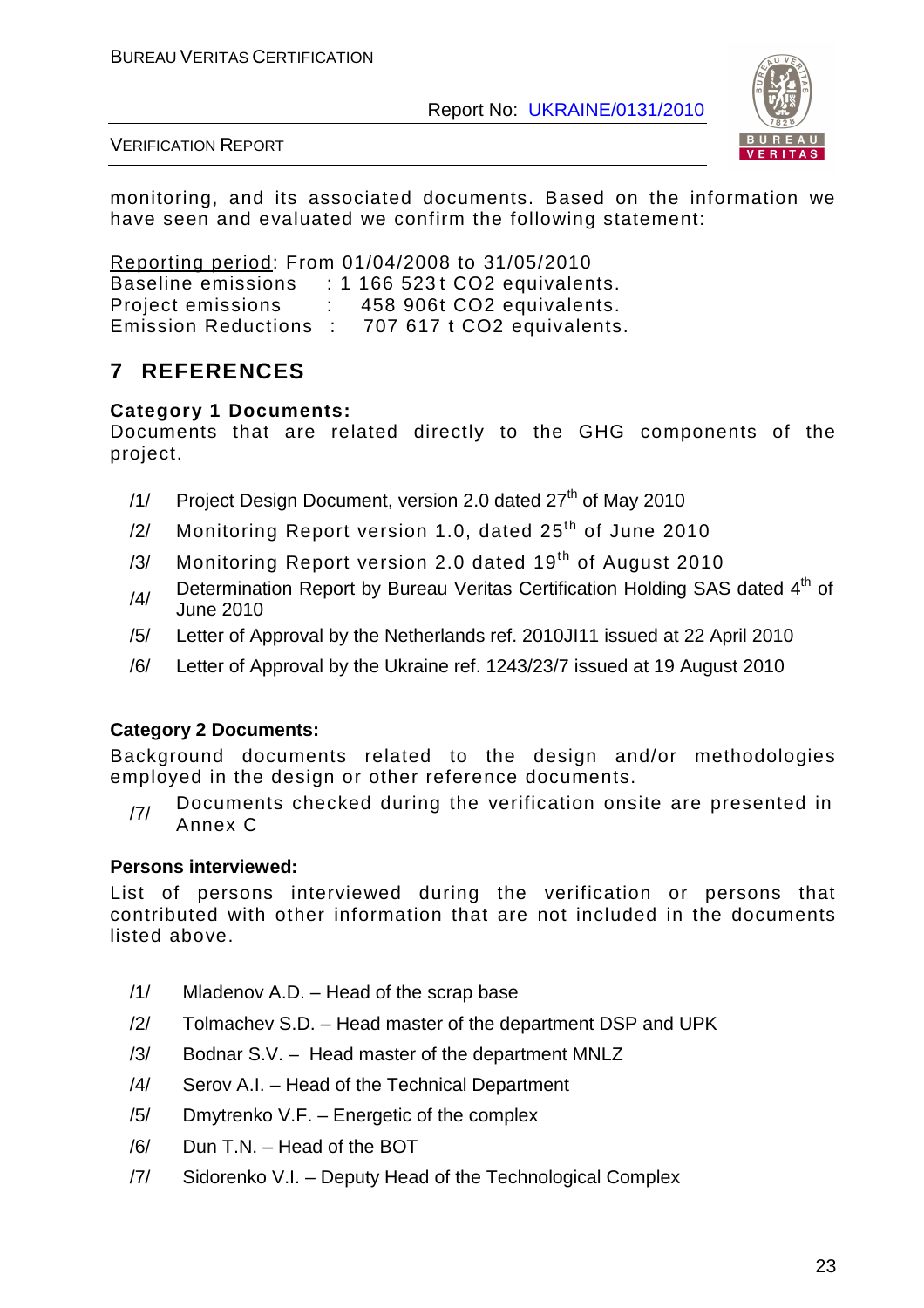monitoring, and its associated documents. Based on the information we have seen and evaluated we confirm the following statement:

Reporting period: From 01/04/2008 to 31/05/2010
Baseline emissions : 1 166 523t $CO_2$ equivalents.
Project emissions : 458 906t $CO_2$ equivalents.
Emission Reductions : 707 617 t $CO_2$ equivalents.

# 7 REFERENCES

**Category 1 Documents:**
Documents that are related directly to the GHG components of the project.

/1/ Project Design Document, version 2.0 dated 27th of May 2010

/2/ Monitoring Report version 1.0, dated 25th of June 2010

/3/ Monitoring Report version 2.0 dated 19th of August 2010

/4/ Determination Report by Bureau Veritas Certification Holding SAS dated 4th of June 2010

/5/ Letter of Approval by the Netherlands ref. 2010JI11 issued at 22 April 2010

/6/ Letter of Approval by the Ukraine ref. 1243/23/7 issued at 19 August 2010

**Category 2 Documents:**
Background documents related to the design and/or methodologies employed in the design or other reference documents.

/7/ Documents checked during the verification onsite are presented in Annex C

**Persons interviewed:**
List of persons interviewed during the verification or persons that contributed with other information that are not included in the documents listed above.

/1/ Mladenov A.D. – Head of the scrap base

/2/ Tolmachev S.D. – Head master of the department DSP and UPK

/3/ Bodnar S.V. – Head master of the department MNLZ

/4/ Serov A.I. – Head of the Technical Department

/5/ Dmytrenko V.F. – Energetic of the complex

/6/ Dun T.N. – Head of the BOT

/7/ Sidorenko V.I. – Deputy Head of the Technological Complex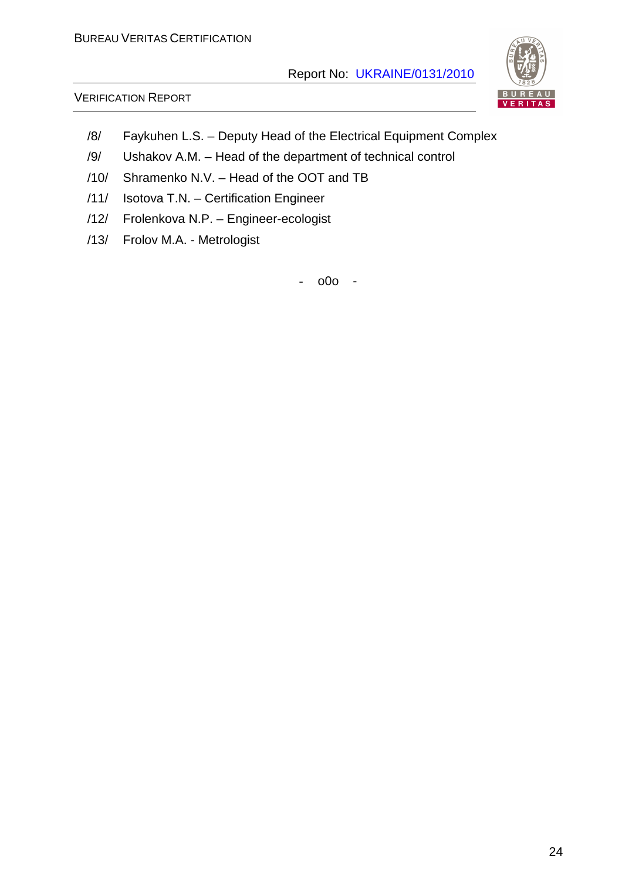/8/ Faykuhen L.S. – Deputy Head of the Electrical Equipment Complex

/9/ Ushakov A.M. – Head of the department of technical control

/10/ Shramenko N.V. – Head of the OOT and TB

/11/ Isotova T.N. – Certification Engineer

/12/ Frolenkova N.P. – Engineer-ecologist

/13/ Frolov M.A. - Metrologist

- o0o -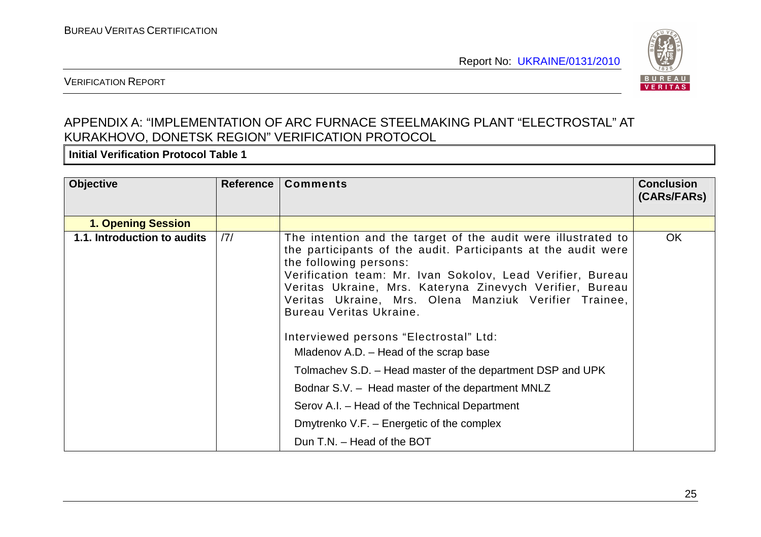## APPENDIX A: "IMPLEMENTATION OF ARC FURNACE STEELMAKING PLANT "ELECTROSTAL" AT KURAKHOVO, DONETSK REGION" VERIFICATION PROTOCOL

**Initial Verification Protocol Table 1**

| Objective | Reference | Comments | Conclusion (CARs/FARs) |
|---|---|---|---|
| **1. Opening Session** | | | |
| **1.1. Introduction to audits** | /7/ | The intention and the target of the audit were illustrated to the participants of the audit. Participants at the audit were the following persons:<br>Verification team: Mr. Ivan Sokolov, Lead Verifier, Bureau Veritas Ukraine, Mrs. Kateryna Zinevych Verifier, Bureau Veritas Ukraine, Mrs. Olena Manziuk Verifier Trainee, Bureau Veritas Ukraine.<br><br>Interviewed persons "Electrostal" Ltd:<br>Mladenov A.D. – Head of the scrap base<br>Tolmachev S.D. – Head master of the department DSP and UPK<br>Bodnar S.V. – Head master of the department MNLZ<br>Serov A.I. – Head of the Technical Department<br>Dmytrenko V.F. – Energetic of the complex<br>Dun T.N. – Head of the BOT | OK |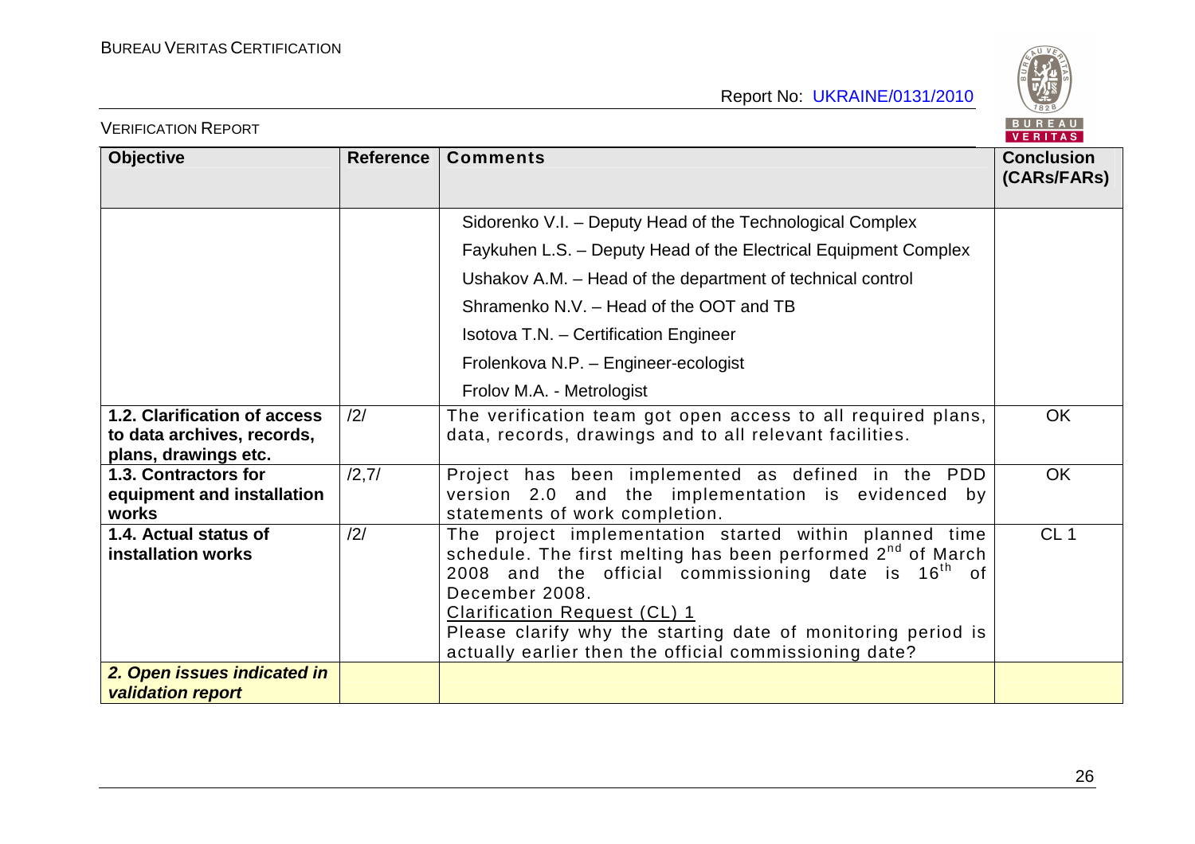| Objective | Reference | Comments | Conclusion (CARs/FARs) |
|---|---|---|---|
| | | Sidorenko V.I. – Deputy Head of the Technological Complex<br>Faykuhen L.S. – Deputy Head of the Electrical Equipment Complex<br>Ushakov A.M. – Head of the department of technical control<br>Shramenko N.V. – Head of the OOT and TB<br>Isotova T.N. – Certification Engineer<br>Frolenkova N.P. – Engineer-ecologist<br>Frolov M.A. - Metrologist | |
| **1.2. Clarification of access to data archives, records, plans, drawings etc.** | /2/ | The verification team got open access to all required plans, data, records, drawings and to all relevant facilities. | OK |
| **1.3. Contractors for equipment and installation works** | /2,7/ | Project has been implemented as defined in the PDD version 2.0 and the implementation is evidenced by statements of work completion. | OK |
| **1.4. Actual status of installation works** | /2/ | The project implementation started within planned time schedule. The first melting has been performed 2nd of March 2008 and the official commissioning date is 16th of December 2008.<br>Clarification Request (CL) 1<br>Please clarify why the starting date of monitoring period is actually earlier then the official commissioning date? | CL 1 |
| ***2. Open issues indicated in validation report*** | | | |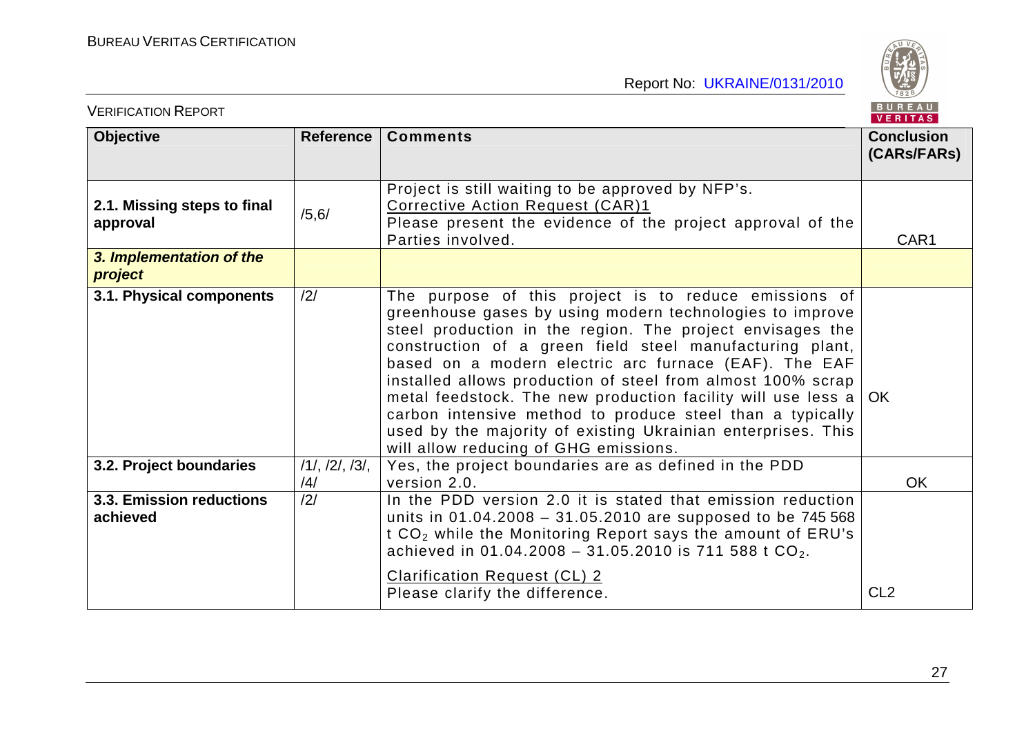| Objective | Reference | Comments | Conclusion (CARs/FARs) |
|---|---|---|---|
| **2.1. Missing steps to final approval** | /5,6/ | Project is still waiting to be approved by NFP's. Corrective Action Request (CAR)1 Please present the evidence of the project approval of the Parties involved. | CAR1 |
| ***3. Implementation of the project*** | | | |
| **3.1. Physical components** | /2/ | The purpose of this project is to reduce emissions of greenhouse gases by using modern technologies to improve steel production in the region. The project envisages the construction of a green field steel manufacturing plant, based on a modern electric arc furnace (EAF). The EAF installed allows production of steel from almost 100% scrap metal feedstock. The new production facility will use less a carbon intensive method to produce steel than a typically used by the majority of existing Ukrainian enterprises. This will allow reducing of GHG emissions. | OK |
| **3.2. Project boundaries** | /1/, /2/, /3/, /4/ | Yes, the project boundaries are as defined in the PDD version 2.0. | OK |
| **3.3. Emission reductions achieved** | /2/ | In the PDD version 2.0 it is stated that emission reduction units in 01.04.2008 – 31.05.2010 are supposed to be 745 568 t $CO_2$ while the Monitoring Report says the amount of ERU's achieved in 01.04.2008 – 31.05.2010 is 711 588 t $CO_2$. Clarification Request (CL) 2 Please clarify the difference. | CL2 |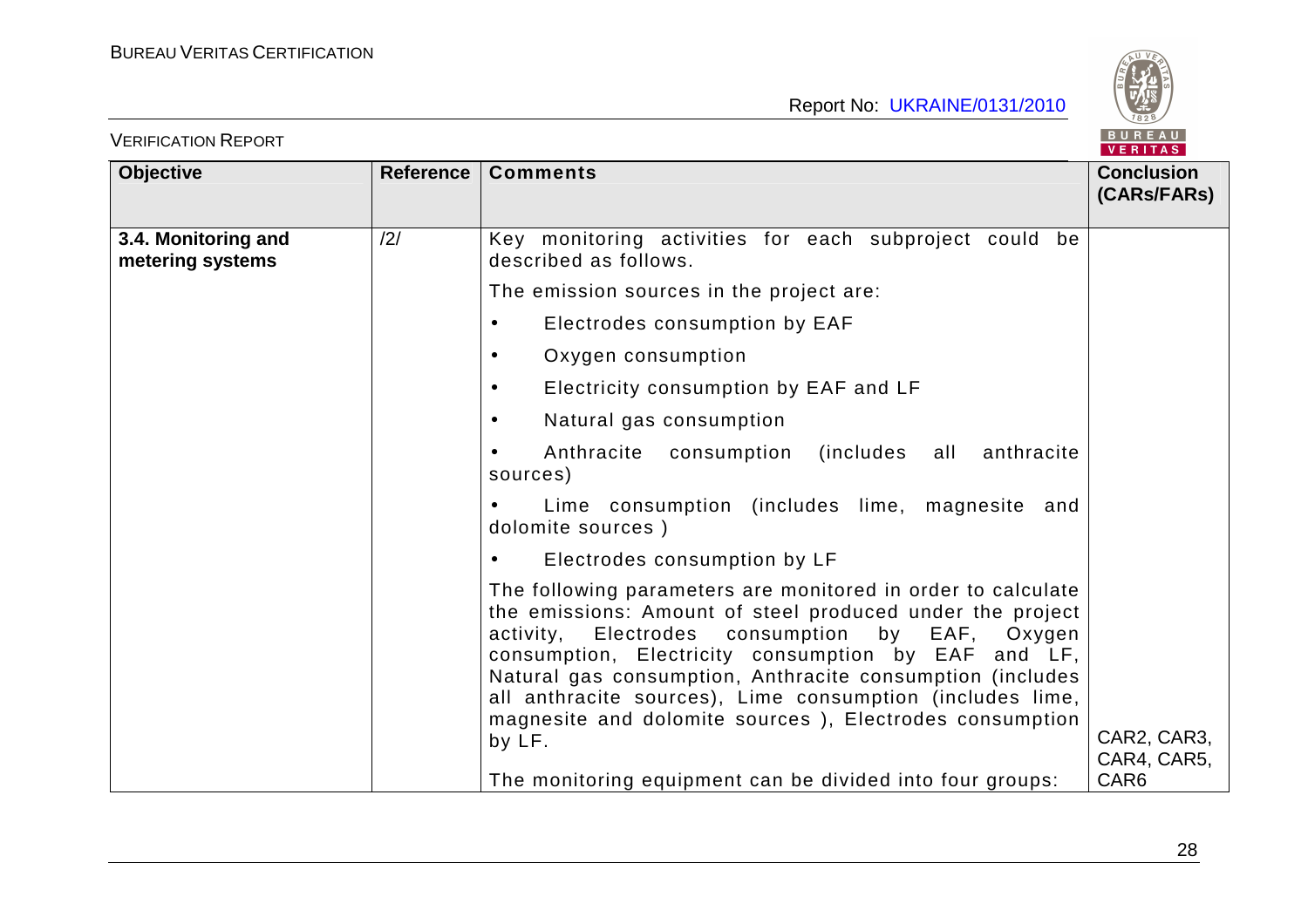| Objective | Reference | Comments | Conclusion (CARs/FARs) |
|---|---|---|---|
| **3.4. Monitoring and metering systems** | /2/ | Key monitoring activities for each subproject could be described as follows.<br><br>The emission sources in the project are:<br><br>• Electrodes consumption by EAF<br>• Oxygen consumption<br>• Electricity consumption by EAF and LF<br>• Natural gas consumption<br>• Anthracite consumption (includes all anthracite sources)<br>• Lime consumption (includes lime, magnesite and dolomite sources )<br>• Electrodes consumption by LF<br><br>The following parameters are monitored in order to calculate the emissions: Amount of steel produced under the project activity, Electrodes consumption by EAF, Oxygen consumption, Electricity consumption by EAF and LF, Natural gas consumption, Anthracite consumption (includes all anthracite sources), Lime consumption (includes lime, magnesite and dolomite sources ), Electrodes consumption by LF.<br><br>The monitoring equipment can be divided into four groups: | CAR2, CAR3, CAR4, CAR5, CAR6 |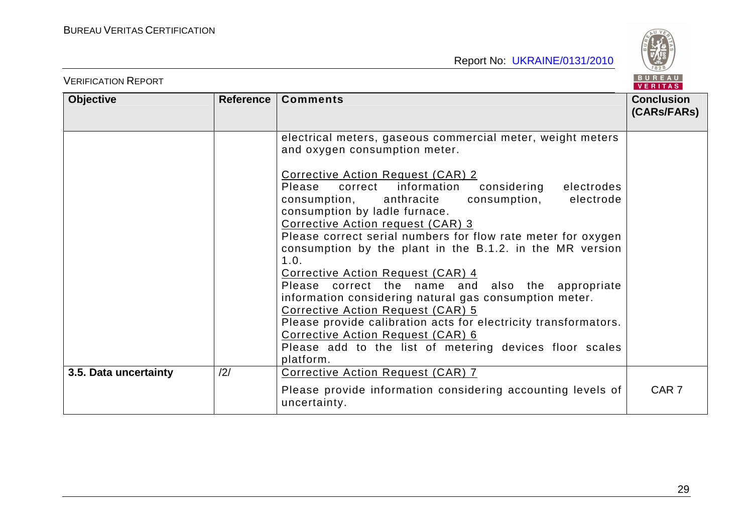| Objective | Reference | Comments | Conclusion (CARs/FARs) |
|---|---|---|---|
| | | electrical meters, gaseous commercial meter, weight meters and oxygen consumption meter.<br><br>Corrective Action Request (CAR) 2<br>Please correct information considering electrodes consumption, anthracite consumption, electrode consumption by ladle furnace.<br>Corrective Action request (CAR) 3<br>Please correct serial numbers for flow rate meter for oxygen consumption by the plant in the B.1.2. in the MR version 1.0.<br>Corrective Action Request (CAR) 4<br>Please correct the name and also the appropriate information considering natural gas consumption meter.<br>Corrective Action Request (CAR) 5<br>Please provide calibration acts for electricity transformators.<br>Corrective Action Request (CAR) 6<br>Please add to the list of metering devices floor scales platform. | |
| **3.5. Data uncertainty** | /2/ | Corrective Action Request (CAR) 7<br><br>Please provide information considering accounting levels of uncertainty. | CAR 7 |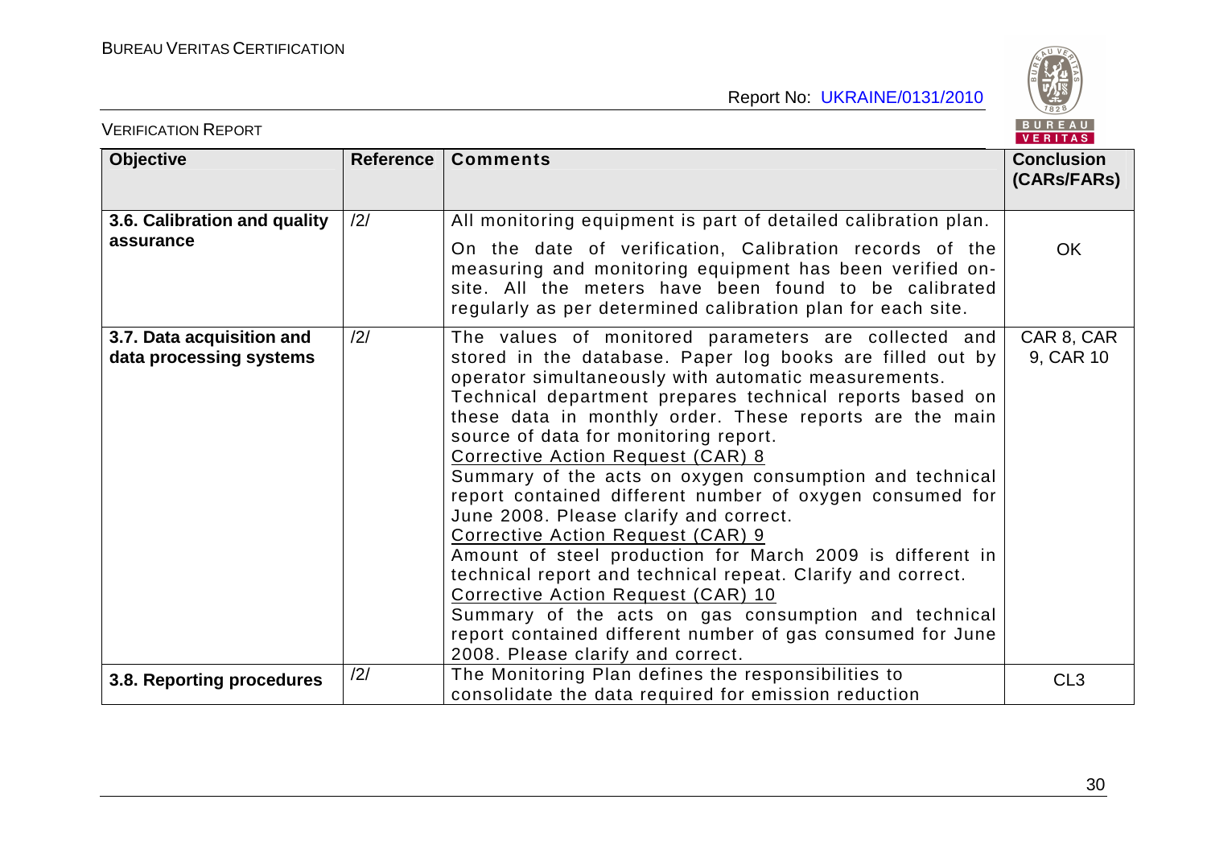| Objective | Reference | Comments | Conclusion (CARs/FARs) |
|---|---|---|---|
| **3.6. Calibration and quality assurance** | /2/ | All monitoring equipment is part of detailed calibration plan.<br>On the date of verification, Calibration records of the measuring and monitoring equipment has been verified on-site. All the meters have been found to be calibrated regularly as per determined calibration plan for each site. | OK |
| **3.7. Data acquisition and data processing systems** | /2/ | The values of monitored parameters are collected and stored in the database. Paper log books are filled out by operator simultaneously with automatic measurements.<br>Technical department prepares technical reports based on these data in monthly order. These reports are the main source of data for monitoring report.<br>Corrective Action Request (CAR) 8<br>Summary of the acts on oxygen consumption and technical report contained different number of oxygen consumed for June 2008. Please clarify and correct.<br>Corrective Action Request (CAR) 9<br>Amount of steel production for March 2009 is different in technical report and technical repeat. Clarify and correct.<br>Corrective Action Request (CAR) 10<br>Summary of the acts on gas consumption and technical report contained different number of gas consumed for June 2008. Please clarify and correct. | CAR 8, CAR 9, CAR 10 |
| **3.8. Reporting procedures** | /2/ | The Monitoring Plan defines the responsibilities to consolidate the data required for emission reduction | CL3 |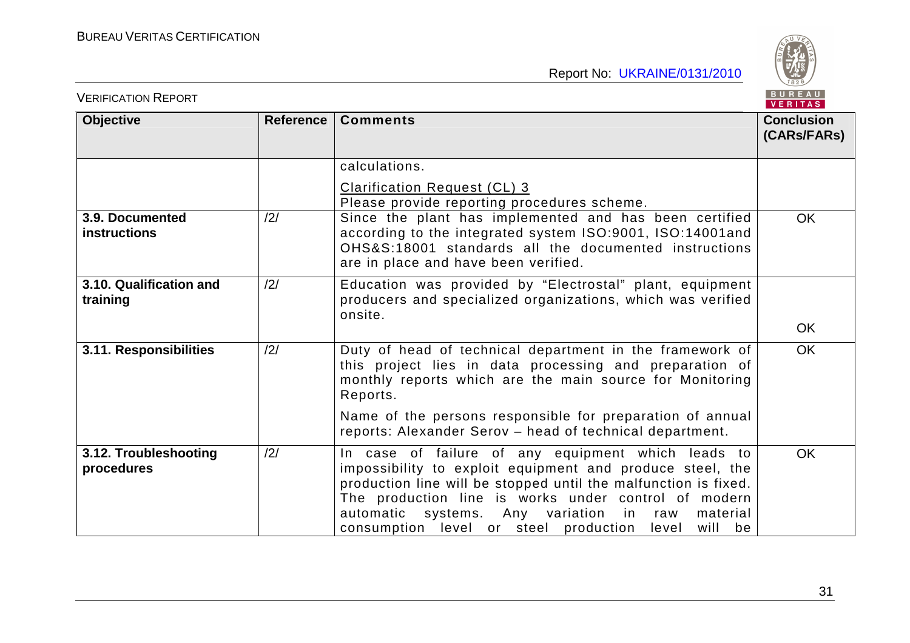| Objective | Reference | Comments | Conclusion (CARs/FARs) |
|---|---|---|---|
| | | calculations.<br><br><u>Clarification Request (CL) 3</u><br>Please provide reporting procedures scheme. | |
| **3.9. Documented instructions** | /2/ | Since the plant has implemented and has been certified according to the integrated system ISO:9001, ISO:14001and OHS&S:18001 standards all the documented instructions are in place and have been verified. | OK |
| **3.10. Qualification and training** | /2/ | Education was provided by "Electrostal" plant, equipment producers and specialized organizations, which was verified onsite. | OK |
| **3.11. Responsibilities** | /2/ | Duty of head of technical department in the framework of this project lies in data processing and preparation of monthly reports which are the main source for Monitoring Reports.<br><br>Name of the persons responsible for preparation of annual reports: Alexander Serov – head of technical department. | OK |
| **3.12. Troubleshooting procedures** | /2/ | In case of failure of any equipment which leads to impossibility to exploit equipment and produce steel, the production line will be stopped until the malfunction is fixed. The production line is works under control of modern automatic systems. Any variation in raw material consumption level or steel production level will be | OK |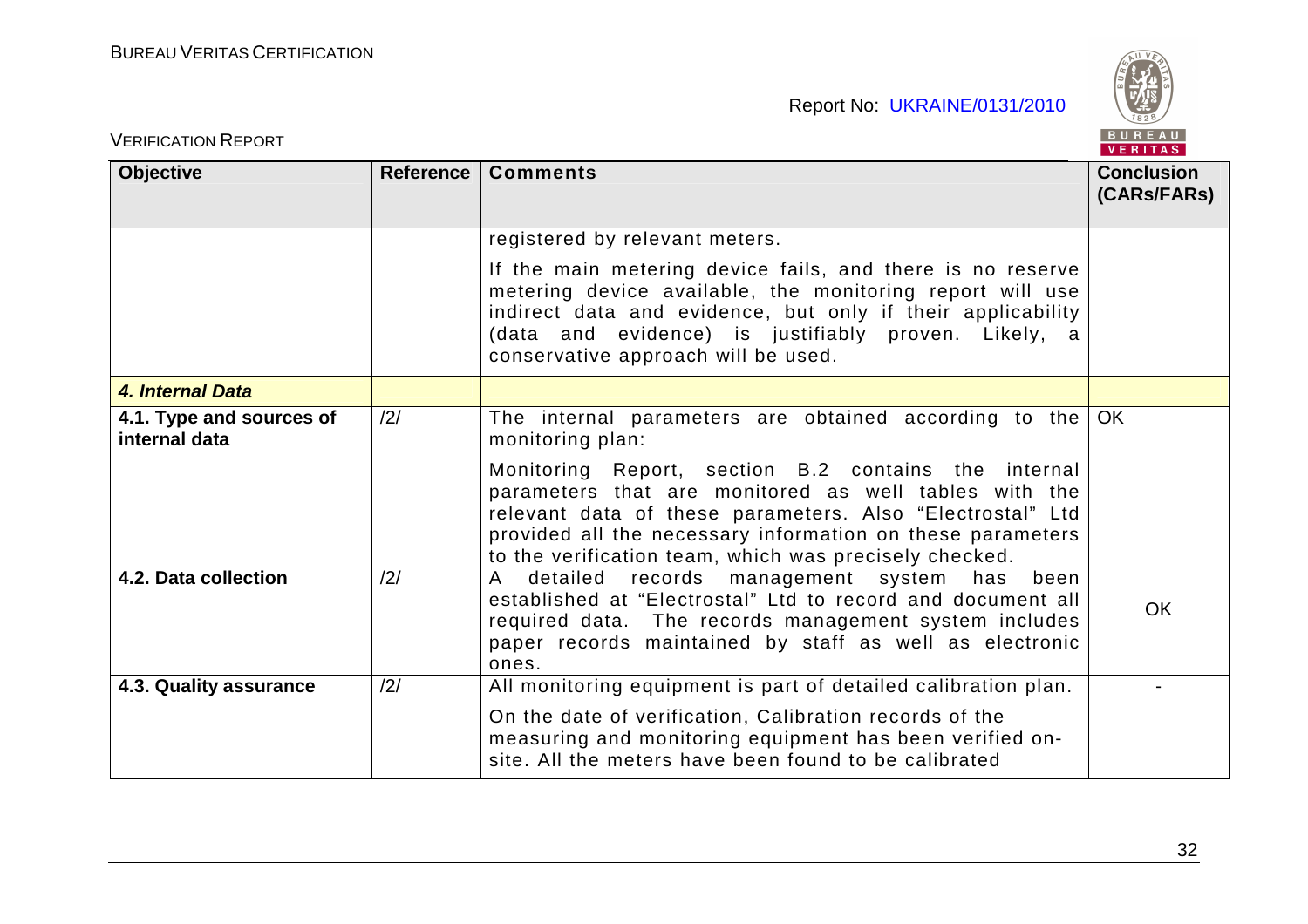| Objective | Reference | Comments | Conclusion (CARs/FARs) |
|---|---|---|---|
| | | registered by relevant meters.<br><br>If the main metering device fails, and there is no reserve metering device available, the monitoring report will use indirect data and evidence, but only if their applicability (data and evidence) is justifiably proven. Likely, a conservative approach will be used. | |
| ***4. Internal Data*** | | | |
| **4.1. Type and sources of internal data** | /2/ | The internal parameters are obtained according to the monitoring plan:<br><br>Monitoring Report, section B.2 contains the internal parameters that are monitored as well tables with the relevant data of these parameters. Also "Electrostal" Ltd provided all the necessary information on these parameters to the verification team, which was precisely checked. | OK |
| **4.2. Data collection** | /2/ | A detailed records management system has been established at "Electrostal" Ltd to record and document all required data. The records management system includes paper records maintained by staff as well as electronic ones. | OK |
| **4.3. Quality assurance** | /2/ | All monitoring equipment is part of detailed calibration plan.<br><br>On the date of verification, Calibration records of the measuring and monitoring equipment has been verified on-site. All the meters have been found to be calibrated | - |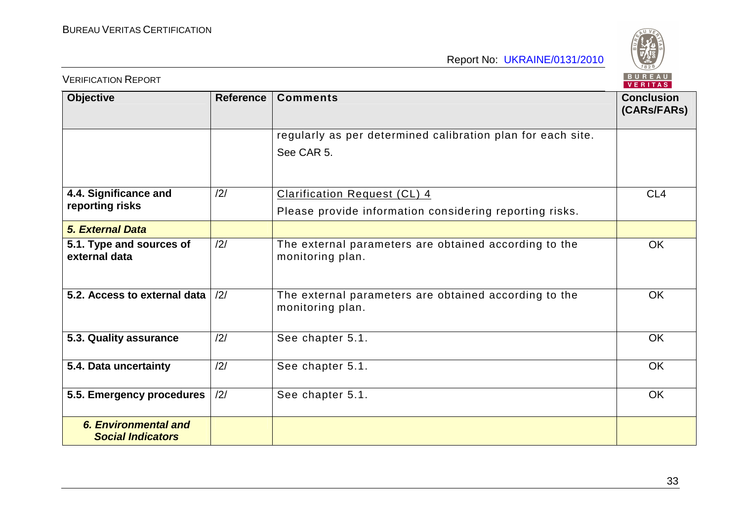| Objective | Reference | Comments | Conclusion (CARs/FARs) |
|---|---|---|---|
| | | regularly as per determined calibration plan for each site. See CAR 5. | |
| **4.4. Significance and reporting risks** | /2/ | Clarification Request (CL) 4<br>Please provide information considering reporting risks. | CL4 |
| ***5. External Data*** | | | |
| **5.1. Type and sources of external data** | /2/ | The external parameters are obtained according to the monitoring plan. | OK |
| **5.2. Access to external data** | /2/ | The external parameters are obtained according to the monitoring plan. | OK |
| **5.3. Quality assurance** | /2/ | See chapter 5.1. | OK |
| **5.4. Data uncertainty** | /2/ | See chapter 5.1. | OK |
| **5.5. Emergency procedures** | /2/ | See chapter 5.1. | OK |
| ***6. Environmental and Social Indicators*** | | | |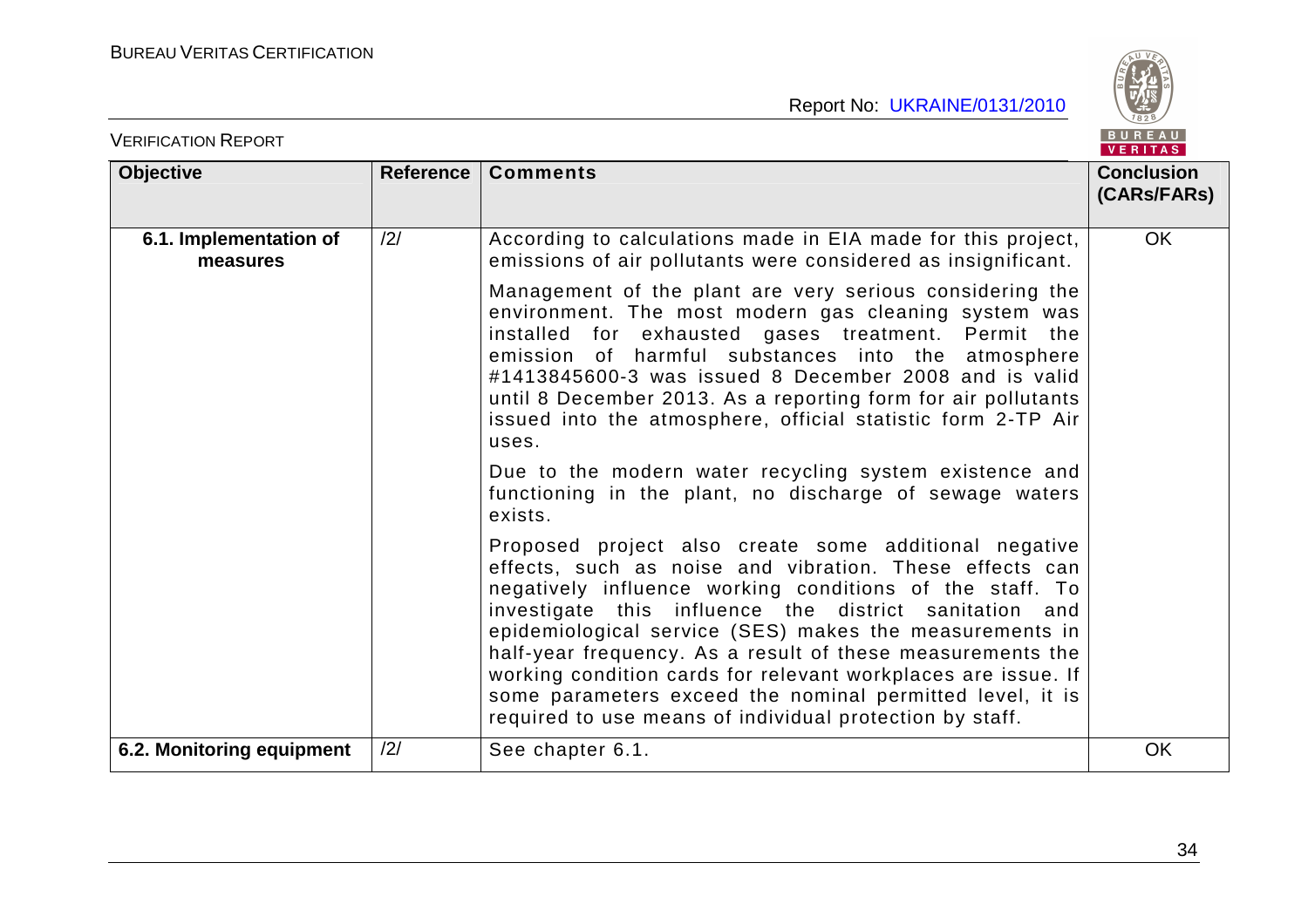| Objective | Reference | Comments | Conclusion (CARs/FARs) |
|---|---|---|---|
| **6.1. Implementation of measures** | /2/ | According to calculations made in EIA made for this project, emissions of air pollutants were considered as insignificant.<br><br>Management of the plant are very serious considering the environment. The most modern gas cleaning system was installed for exhausted gases treatment. Permit the emission of harmful substances into the atmosphere #1413845600-3 was issued 8 December 2008 and is valid until 8 December 2013. As a reporting form for air pollutants issued into the atmosphere, official statistic form 2-TP Air uses.<br><br>Due to the modern water recycling system existence and functioning in the plant, no discharge of sewage waters exists.<br><br>Proposed project also create some additional negative effects, such as noise and vibration. These effects can negatively influence working conditions of the staff. To investigate this influence the district sanitation and epidemiological service (SES) makes the measurements in half-year frequency. As a result of these measurements the working condition cards for relevant workplaces are issue. If some parameters exceed the nominal permitted level, it is required to use means of individual protection by staff. | OK |
| **6.2. Monitoring equipment** | /2/ | See chapter 6.1. | OK |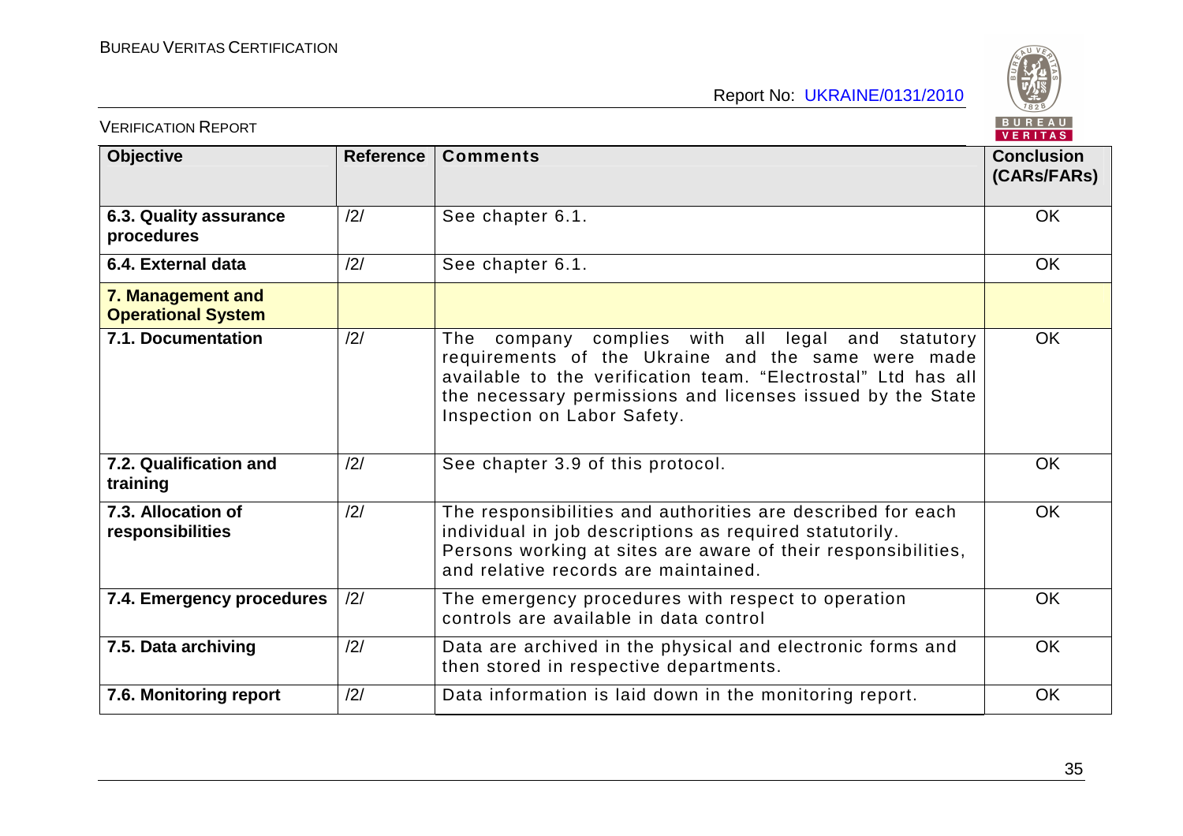| Objective | Reference | Comments | Conclusion (CARs/FARs) |
|---|---|---|---|
| **6.3. Quality assurance procedures** | /2/ | See chapter 6.1. | OK |
| **6.4. External data** | /2/ | See chapter 6.1. | OK |
| **7. Management and Operational System** | | | |
| **7.1. Documentation** | /2/ | The company complies with all legal and statutory requirements of the Ukraine and the same were made available to the verification team. "Electrostal" Ltd has all the necessary permissions and licenses issued by the State Inspection on Labor Safety. | OK |
| **7.2. Qualification and training** | /2/ | See chapter 3.9 of this protocol. | OK |
| **7.3. Allocation of responsibilities** | /2/ | The responsibilities and authorities are described for each individual in job descriptions as required statutorily. Persons working at sites are aware of their responsibilities, and relative records are maintained. | OK |
| **7.4. Emergency procedures** | /2/ | The emergency procedures with respect to operation controls are available in data control | OK |
| **7.5. Data archiving** | /2/ | Data are archived in the physical and electronic forms and then stored in respective departments. | OK |
| **7.6. Monitoring report** | /2/ | Data information is laid down in the monitoring report. | OK |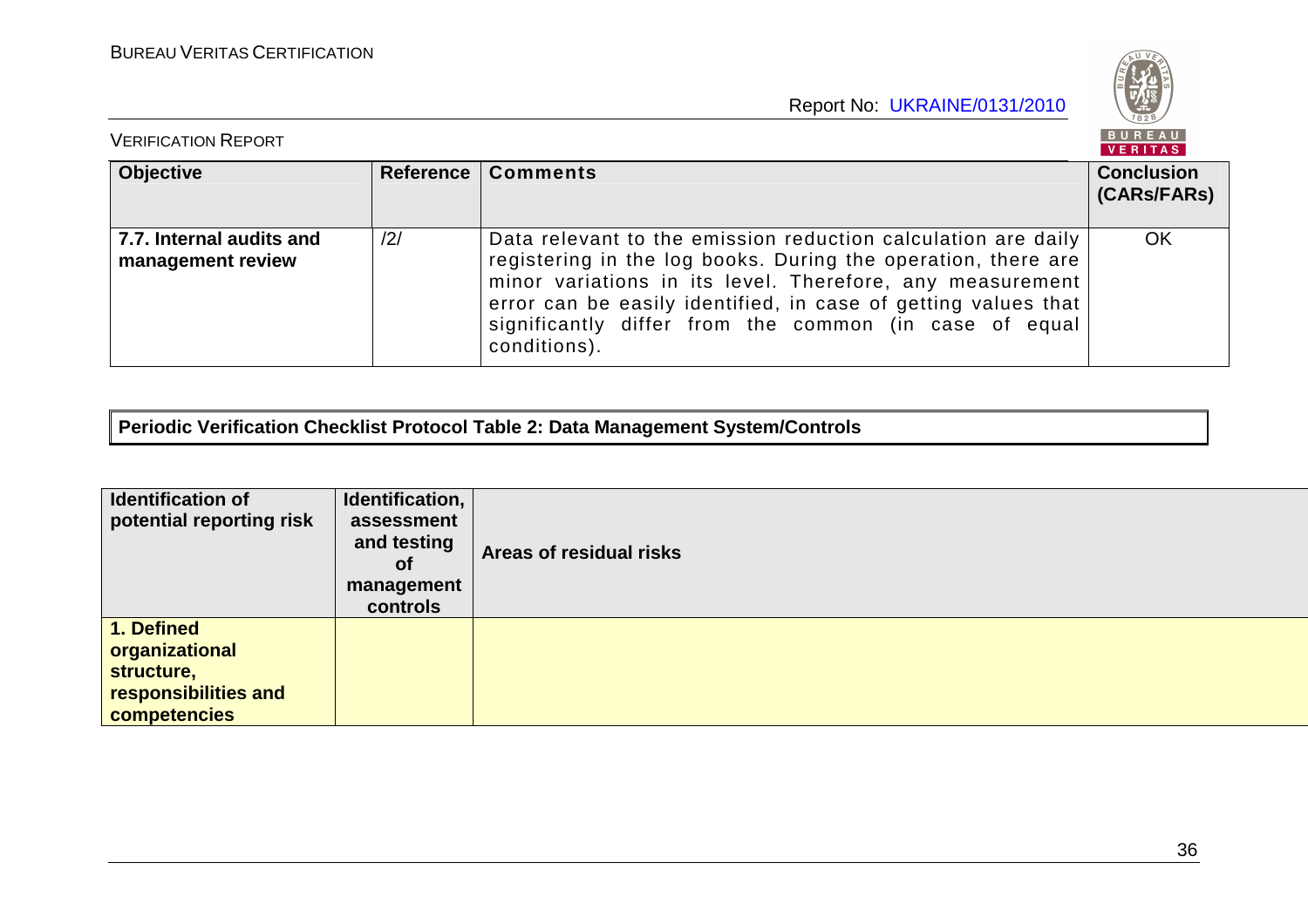| Objective | Reference | Comments | Conclusion (CARs/FARs) |
|---|---|---|---|
| **7.7. Internal audits and management review** | /2/ | Data relevant to the emission reduction calculation are daily registering in the log books. During the operation, there are minor variations in its level. Therefore, any measurement error can be easily identified, in case of getting values that significantly differ from the common (in case of equal conditions). | OK |

**Periodic Verification Checklist Protocol Table 2: Data Management System/Controls**

| Identification of potential reporting risk | Identification, assessment and testing of management controls | Areas of residual risks |
|---|---|---|
| **1. Defined organizational structure, responsibilities and competencies** | | |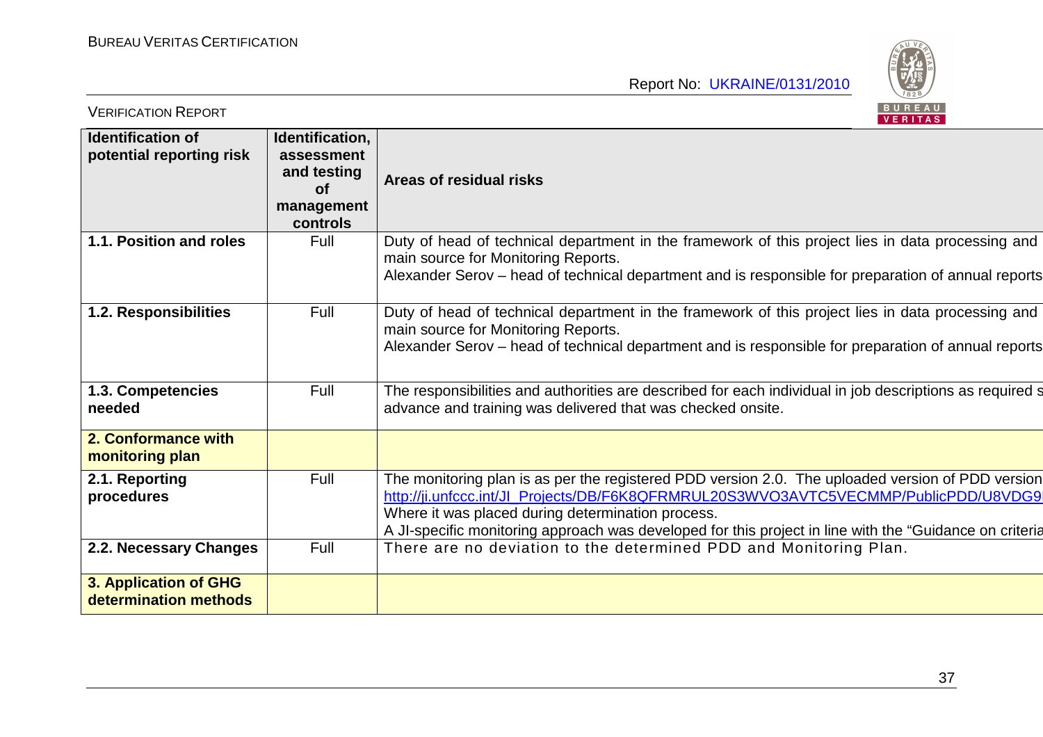| Identification of potential reporting risk | Identification, assessment and testing of management controls | Areas of residual risks |
|---|---|---|
| **1.1. Position and roles** | Full | Duty of head of technical department in the framework of this project lies in data processing and main source for Monitoring Reports.<br>Alexander Serov – head of technical department and is responsible for preparation of annual reports |
| **1.2. Responsibilities** | Full | Duty of head of technical department in the framework of this project lies in data processing and main source for Monitoring Reports.<br>Alexander Serov – head of technical department and is responsible for preparation of annual reports |
| **1.3. Competencies needed** | Full | The responsibilities and authorities are described for each individual in job descriptions as required s advance and training was delivered that was checked onsite. |
| **2. Conformance with monitoring plan** | | |
| **2.1. Reporting procedures** | Full | The monitoring plan is as per the registered PDD version 2.0. The uploaded version of PDD version http://ji.unfccc.int/JI_Projects/DB/F6K8QFRMRUL20S3WVO3AVTC5VECMMP/PublicPDD/U8VDG9<br>Where it was placed during determination process.<br>A JI-specific monitoring approach was developed for this project in line with the “Guidance on criteria |
| **2.2. Necessary Changes** | Full | There are no deviation to the determined PDD and Monitoring Plan. |
| **3. Application of GHG determination methods** | | |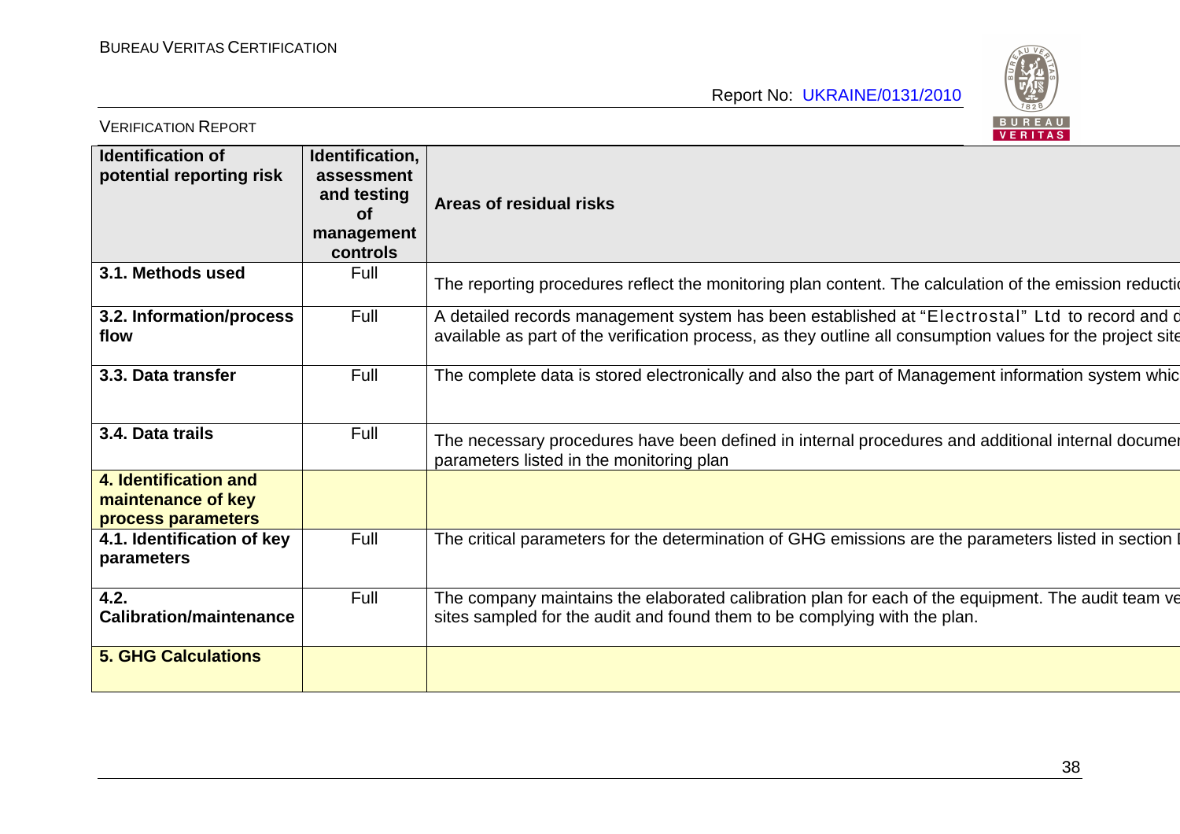| Identification of potential reporting risk | Identification, assessment and testing of management controls | Areas of residual risks |
|---|---|---|
| **3.1. Methods used** | Full | The reporting procedures reflect the monitoring plan content. The calculation of the emission reducti |
| **3.2. Information/process flow** | Full | A detailed records management system has been established at "Electrostal" Ltd to record and c available as part of the verification process, as they outline all consumption values for the project site |
| **3.3. Data transfer** | Full | The complete data is stored electronically and also the part of Management information system whic |
| **3.4. Data trails** | Full | The necessary procedures have been defined in internal procedures and additional internal docume parameters listed in the monitoring plan |
| **4. Identification and maintenance of key process parameters** | | |
| **4.1. Identification of key parameters** | Full | The critical parameters for the determination of GHG emissions are the parameters listed in section I |
| **4.2. Calibration/maintenance** | Full | The company maintains the elaborated calibration plan for each of the equipment. The audit team ve sites sampled for the audit and found them to be complying with the plan. |
| **5. GHG Calculations** | | |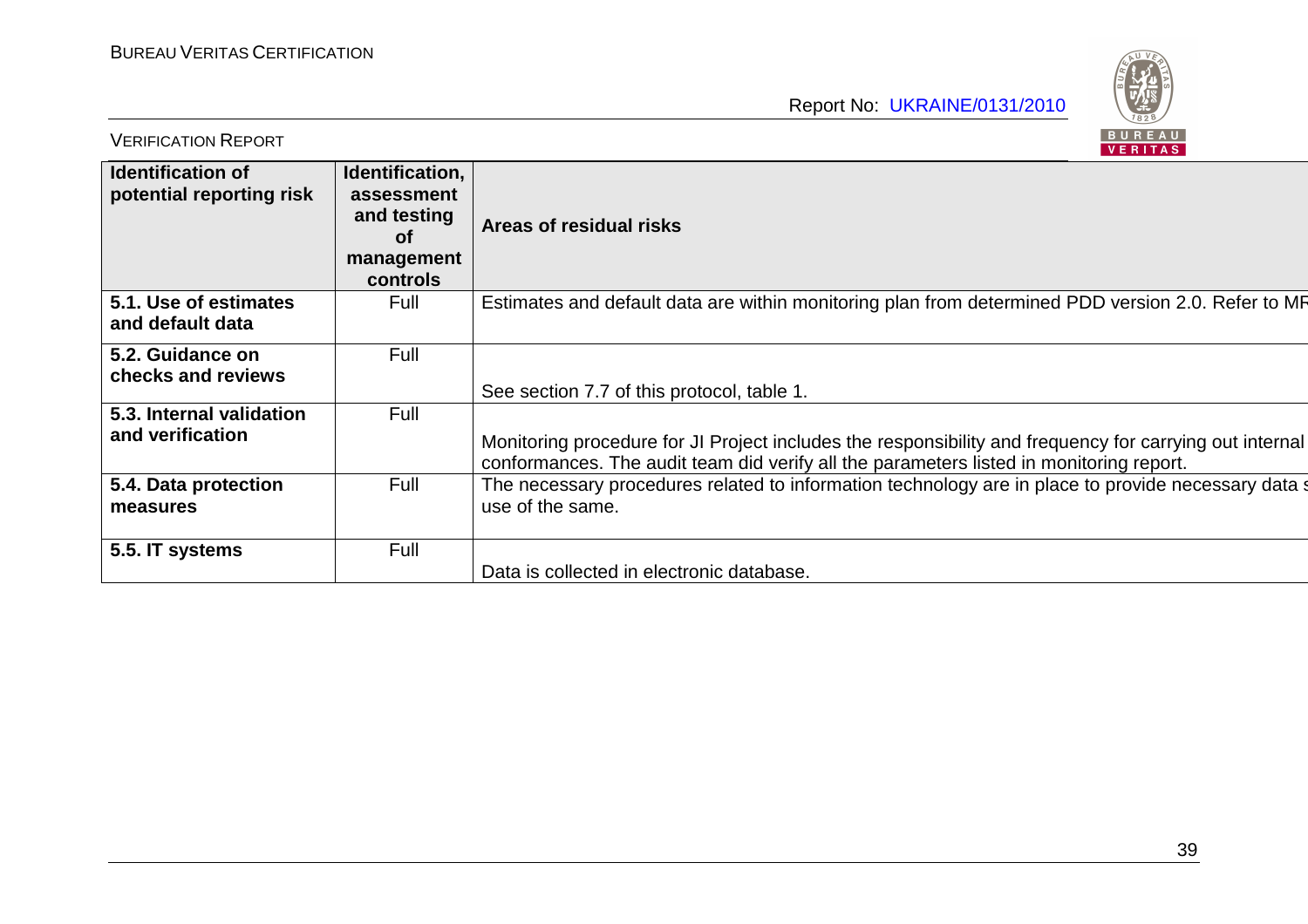| Identification of potential reporting risk | Identification, assessment and testing of management controls | Areas of residual risks |
| --- | --- | --- |
| **5.1. Use of estimates and default data** | Full | Estimates and default data are within monitoring plan from determined PDD version 2.0. Refer to MR |
| **5.2. Guidance on checks and reviews** | Full | See section 7.7 of this protocol, table 1. |
| **5.3. Internal validation and verification** | Full | Monitoring procedure for JI Project includes the responsibility and frequency for carrying out internal conformances. The audit team did verify all the parameters listed in monitoring report. |
| **5.4. Data protection measures** | Full | The necessary procedures related to information technology are in place to provide necessary data s use of the same. |
| **5.5. IT systems** | Full | Data is collected in electronic database. |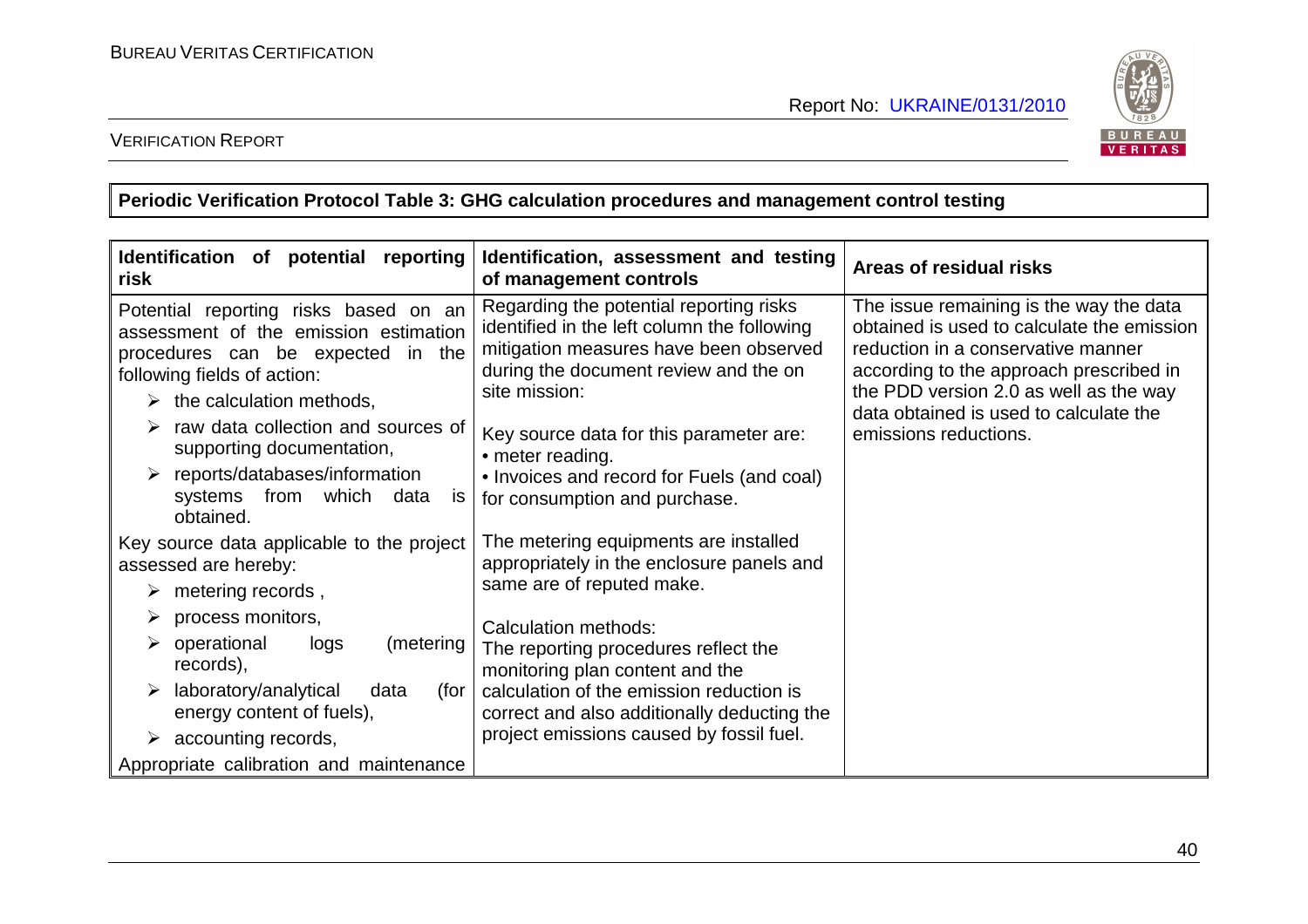**Periodic Verification Protocol Table 3: GHG calculation procedures and management control testing**

| Identification of potential reporting risk | Identification, assessment and testing of management controls | Areas of residual risks |
|---|---|---|
| Potential reporting risks based on an assessment of the emission estimation procedures can be expected in the following fields of action:<br>➢ the calculation methods,<br>➢ raw data collection and sources of supporting documentation,<br>➢ reports/databases/information systems from which data is obtained.<br><br>Key source data applicable to the project assessed are hereby:<br>➢ metering records ,<br>➢ process monitors,<br>➢ operational logs (metering records),<br>➢ laboratory/analytical data (for energy content of fuels),<br>➢ accounting records,<br>Appropriate calibration and maintenance | Regarding the potential reporting risks identified in the left column the following mitigation measures have been observed during the document review and the on site mission:<br><br>Key source data for this parameter are:<br>• meter reading.<br>• Invoices and record for Fuels (and coal) for consumption and purchase.<br><br>The metering equipments are installed appropriately in the enclosure panels and same are of reputed make.<br><br>Calculation methods:<br>The reporting procedures reflect the monitoring plan content and the calculation of the emission reduction is correct and also additionally deducting the project emissions caused by fossil fuel. | The issue remaining is the way the data obtained is used to calculate the emission reduction in a conservative manner according to the approach prescribed in the PDD version 2.0 as well as the way data obtained is used to calculate the emissions reductions. |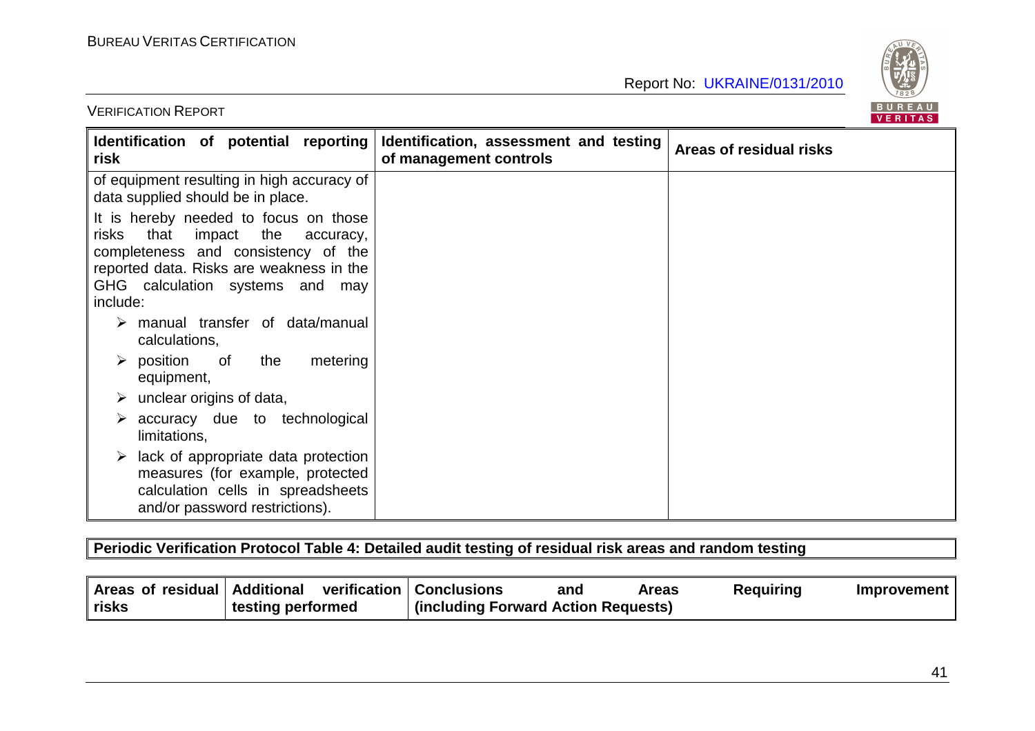| Identification of potential reporting risk | Identification, assessment and testing of management controls | Areas of residual risks |
|---|---|---|
| of equipment resulting in high accuracy of data supplied should be in place.<br><br>It is hereby needed to focus on those risks that impact the accuracy, completeness and consistency of the reported data. Risks are weakness in the GHG calculation systems and may include:<br><br>➢ manual transfer of data/manual calculations,<br>➢ position of the metering equipment,<br>➢ unclear origins of data,<br>➢ accuracy due to technological limitations,<br>➢ lack of appropriate data protection measures (for example, protected calculation cells in spreadsheets and/or password restrictions). | | |

| Periodic Verification Protocol Table 4: Detailed audit testing of residual risk areas and random testing | | |
|---|---|---|
| **Areas of residual risks** | **Additional verification testing performed** | **Conclusions and Areas Requiring Improvement (including Forward Action Requests)** |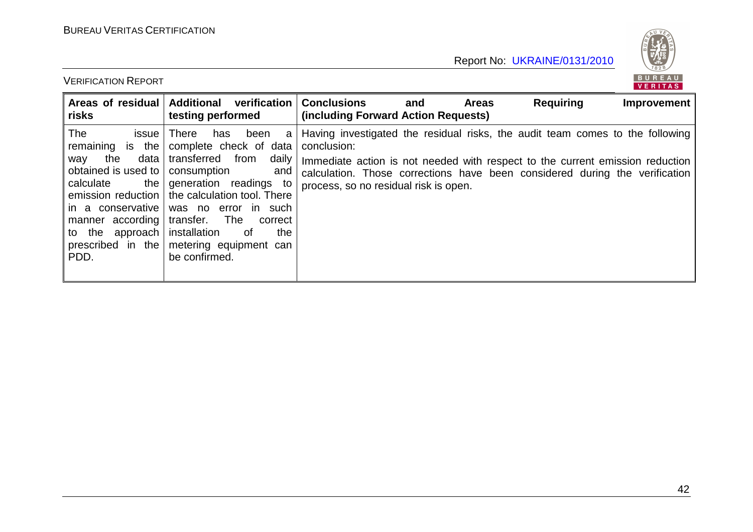| Areas of residual risks | Additional verification testing performed | Conclusions and Areas Requiring Improvement (including Forward Action Requests) |
|---|---|---|
| The issue remaining is the way the data obtained is used to calculate the emission reduction in a conservative manner according to the approach prescribed in the PDD. | There has been a complete check of data transferred from daily consumption and generation readings to the calculation tool. There was no error in such transfer. The correct installation of the metering equipment can be confirmed. | Having investigated the residual risks, the audit team comes to the following conclusion:<br><br>Immediate action is not needed with respect to the current emission reduction calculation. Those corrections have been considered during the verification process, so no residual risk is open. |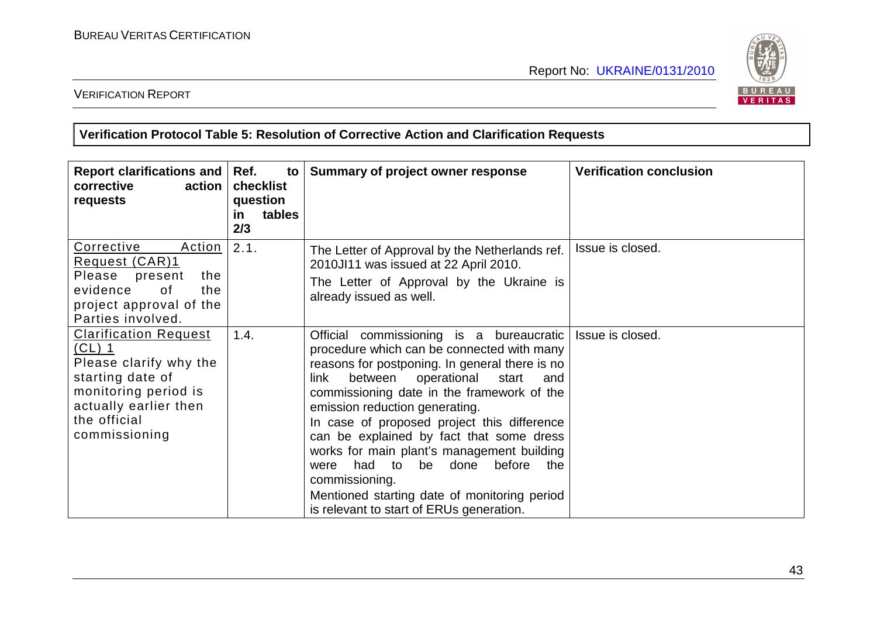**Verification Protocol Table 5: Resolution of Corrective Action and Clarification Requests**

| Report clarifications and corrective action requests | Ref. to checklist question in tables 2/3 | Summary of project owner response | Verification conclusion |
|---|---|---|---|
| Corrective Action Request (CAR)1<br>Please present the evidence of the project approval of the Parties involved. | 2.1. | The Letter of Approval by the Netherlands ref. 2010JI11 was issued at 22 April 2010.<br>The Letter of Approval by the Ukraine is already issued as well. | Issue is closed. |
| Clarification Request (CL) 1<br>Please clarify why the starting date of monitoring period is actually earlier then the official commissioning | 1.4. | Official commissioning is a bureaucratic procedure which can be connected with many reasons for postponing. In general there is no link between operational start and commissioning date in the framework of the emission reduction generating.<br>In case of proposed project this difference can be explained by fact that some dress works for main plant's management building were had to be done before the commissioning.<br>Mentioned starting date of monitoring period is relevant to start of ERUs generation. | Issue is closed. |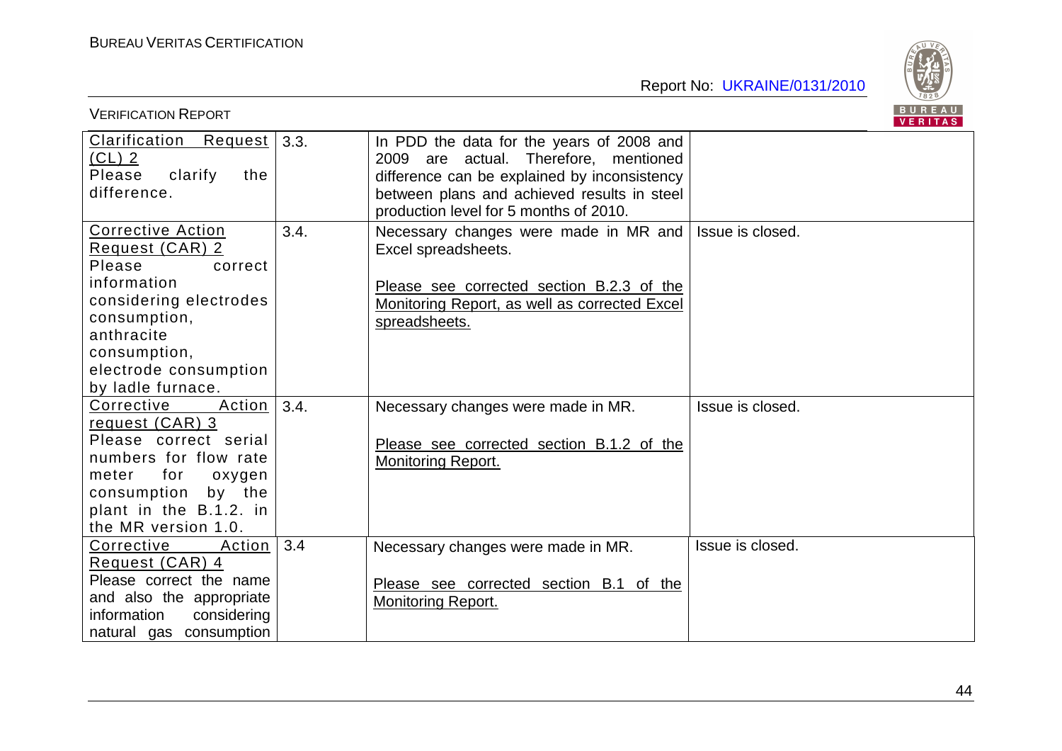| Clarification Request (CL) 2<br>Please clarify the difference. | 3.3. | In PDD the data for the years of 2008 and 2009 are actual. Therefore, mentioned difference can be explained by inconsistency between plans and achieved results in steel production level for 5 months of 2010. | |
|---|---|---|---|
| Corrective Action Request (CAR) 2<br>Please correct information considering electrodes consumption, anthracite consumption, electrode consumption by ladle furnace. | 3.4. | Necessary changes were made in MR and Excel spreadsheets.<br><br>Please see corrected section B.2.3 of the Monitoring Report, as well as corrected Excel spreadsheets. | Issue is closed. |
| Corrective Action request (CAR) 3<br>Please correct serial numbers for flow rate meter for oxygen consumption by the plant in the B.1.2. in the MR version 1.0. | 3.4. | Necessary changes were made in MR.<br><br>Please see corrected section B.1.2 of the Monitoring Report. | Issue is closed. |
| Corrective Action Request (CAR) 4<br>Please correct the name and also the appropriate information considering natural gas consumption | 3.4 | Necessary changes were made in MR.<br><br>Please see corrected section B.1 of the Monitoring Report. | Issue is closed. |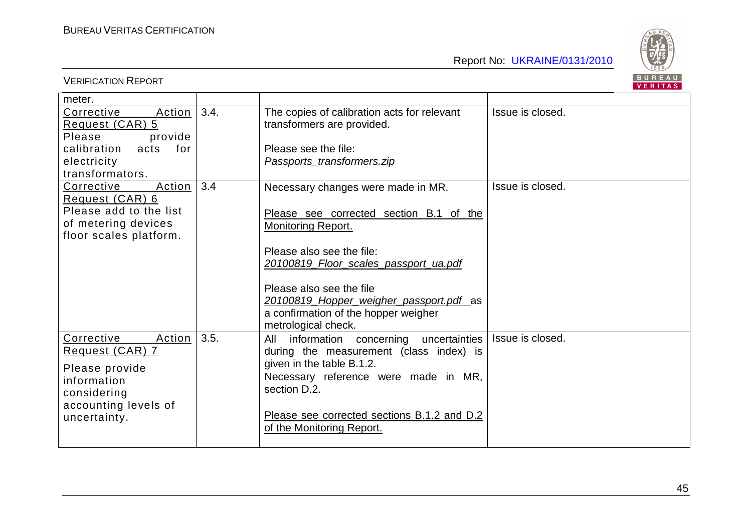| | | | |
|---|---|---|---|
| meter. | | | |
| Corrective Action Request (CAR) 5<br>Please provide calibration acts for electricity transformators. | 3.4. | The copies of calibration acts for relevant transformers are provided.<br><br>Please see the file:<br>*Passports_transformers.zip* | Issue is closed. |
| Corrective Action Request (CAR) 6<br>Please add to the list of metering devices floor scales platform. | 3.4 | Necessary changes were made in MR.<br><br>Please see corrected section B.1 of the Monitoring Report.<br><br>Please also see the file:<br>*20100819_Floor_scales_passport_ua.pdf*<br><br>Please also see the file *20100819_Hopper_weigher_passport.pdf* as a confirmation of the hopper weigher metrological check. | Issue is closed. |
| Corrective Action Request (CAR) 7<br>Please provide information considering accounting levels of uncertainty. | 3.5. | All information concerning uncertainties during the measurement (class index) is given in the table B.1.2.<br>Necessary reference were made in MR, section D.2.<br><br>Please see corrected sections B.1.2 and D.2 of the Monitoring Report. | Issue is closed. |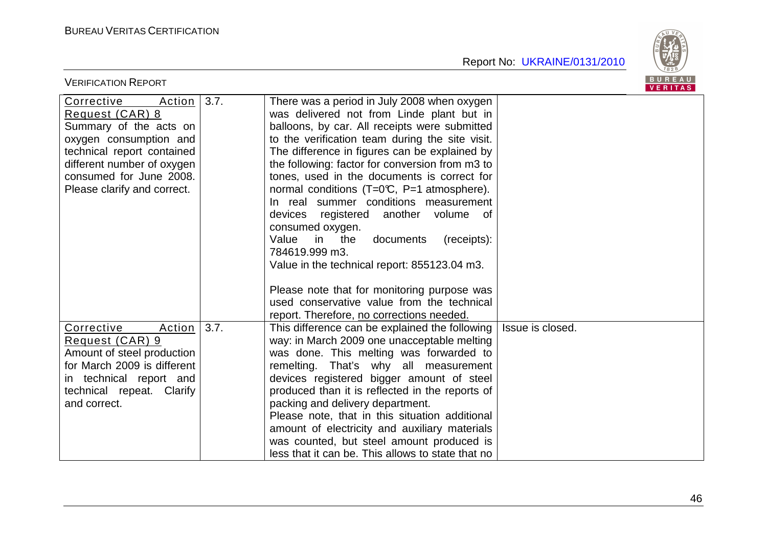| | | | |
|---|---|---|---|
| Corrective Action Request (CAR) 8<br>Summary of the acts on oxygen consumption and technical report contained different number of oxygen consumed for June 2008. Please clarify and correct. | 3.7. | There was a period in July 2008 when oxygen was delivered not from Linde plant but in balloons, by car. All receipts were submitted to the verification team during the site visit. The difference in figures can be explained by the following: factor for conversion from m3 to tones, used in the documents is correct for normal conditions (T=0℃, P=1 atmosphere). In real summer conditions measurement devices registered another volume of consumed oxygen.<br>Value in the documents (receipts): 784619.999 m3.<br>Value in the technical report: 855123.04 m3.<br><br>Please note that for monitoring purpose was used conservative value from the technical report. Therefore, no corrections needed. | |
| Corrective Action Request (CAR) 9<br>Amount of steel production for March 2009 is different in technical report and technical repeat. Clarify and correct. | 3.7. | This difference can be explained the following way: in March 2009 one unacceptable melting was done. This melting was forwarded to remelting. That's why all measurement devices registered bigger amount of steel produced than it is reflected in the reports of packing and delivery department.<br>Please note, that in this situation additional amount of electricity and auxiliary materials was counted, but steel amount produced is less that it can be. This allows to state that no | Issue is closed. |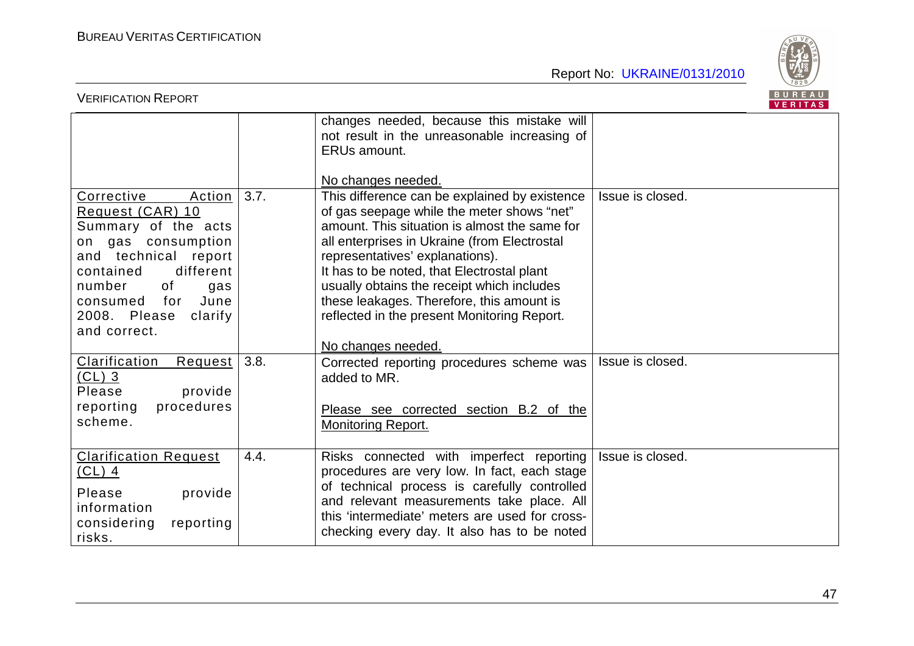| | | | |
|---|---|---|---|
| | | changes needed, because this mistake will not result in the unreasonable increasing of ERUs amount.<br><br>No changes needed. | |
| Corrective Action Request (CAR) 10<br>Summary of the acts on gas consumption and technical report contained different number of gas consumed for June 2008. Please clarify and correct. | 3.7. | This difference can be explained by existence of gas seepage while the meter shows "net" amount. This situation is almost the same for all enterprises in Ukraine (from Electrostal representatives' explanations).<br>It has to be noted, that Electrostal plant usually obtains the receipt which includes these leakages. Therefore, this amount is reflected in the present Monitoring Report.<br><br>No changes needed. | Issue is closed. |
| Clarification Request (CL) 3<br>Please provide reporting procedures scheme. | 3.8. | Corrected reporting procedures scheme was added to MR.<br><br>Please see corrected section B.2 of the Monitoring Report. | Issue is closed. |
| Clarification Request (CL) 4<br>Please provide information considering reporting risks. | 4.4. | Risks connected with imperfect reporting procedures are very low. In fact, each stage of technical process is carefully controlled and relevant measurements take place. All this 'intermediate' meters are used for cross-checking every day. It also has to be noted | Issue is closed. |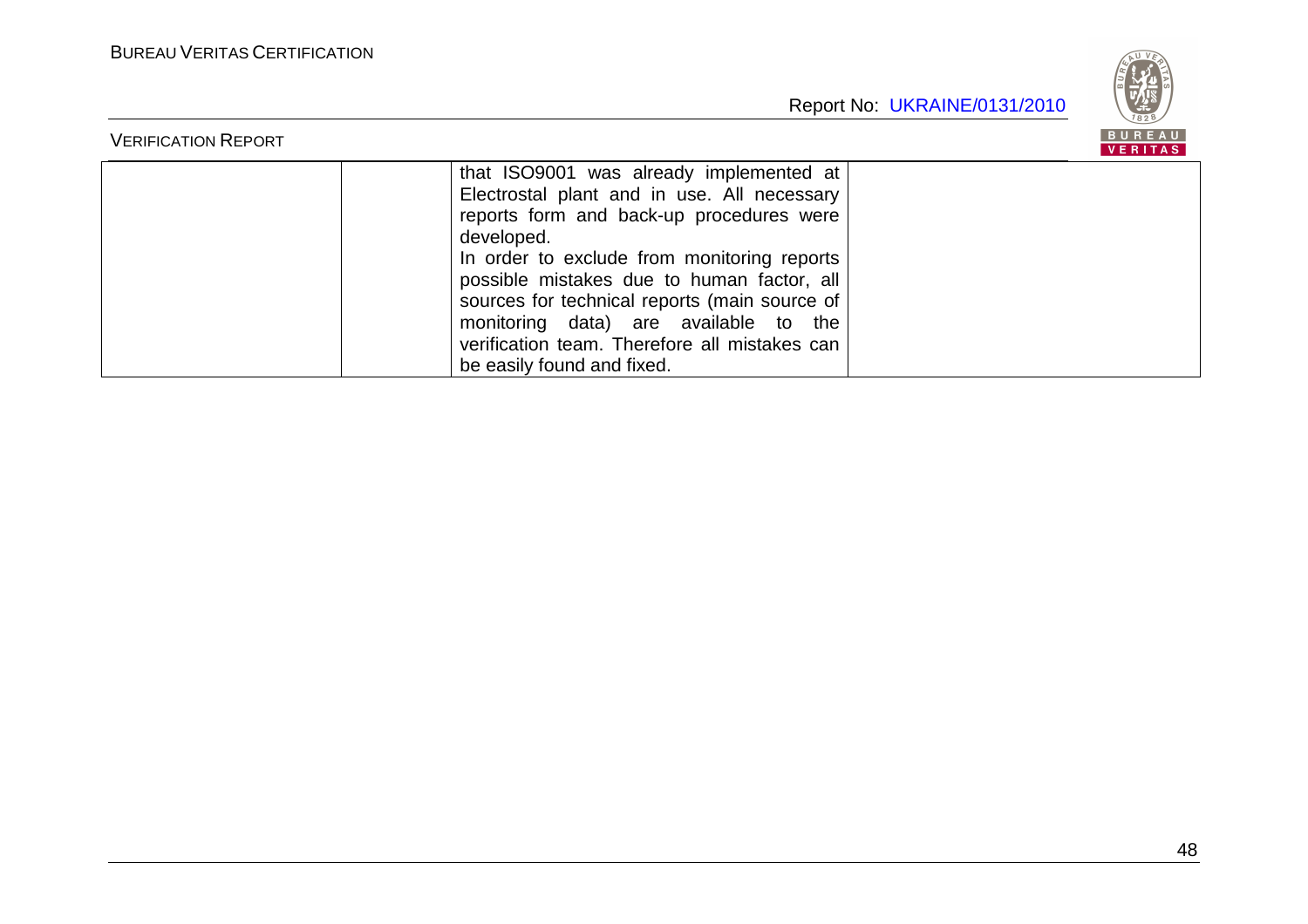|  |  |  |  |
|---|---|---|---|
|  |  | that ISO9001 was already implemented at Electrostal plant and in use. All necessary reports form and back-up procedures were developed.<br>In order to exclude from monitoring reports possible mistakes due to human factor, all sources for technical reports (main source of monitoring data) are available to the verification team. Therefore all mistakes can be easily found and fixed. |  |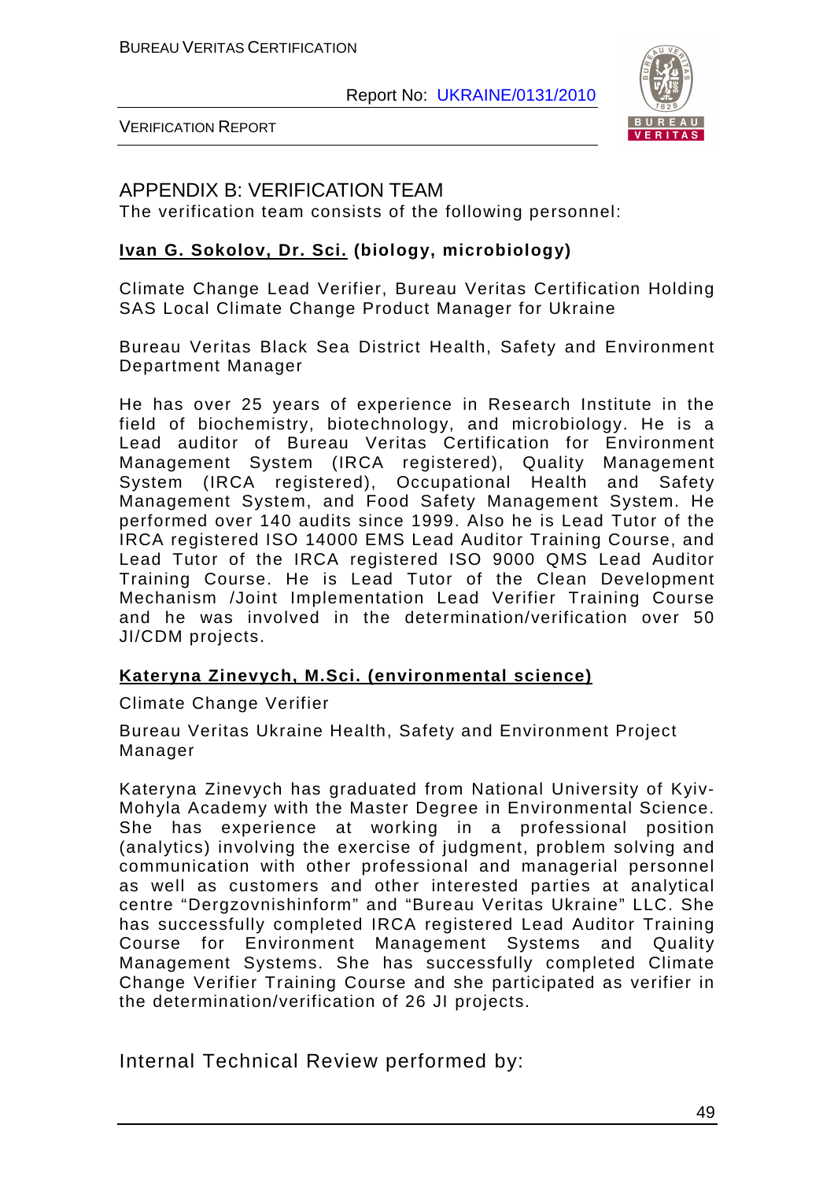## APPENDIX B: VERIFICATION TEAM

The verification team consists of the following personnel:

**Ivan G. Sokolov, Dr. Sci. (biology, microbiology)**

Climate Change Lead Verifier, Bureau Veritas Certification Holding SAS Local Climate Change Product Manager for Ukraine

Bureau Veritas Black Sea District Health, Safety and Environment Department Manager

He has over 25 years of experience in Research Institute in the field of biochemistry, biotechnology, and microbiology. He is a Lead auditor of Bureau Veritas Certification for Environment Management System (IRCA registered), Quality Management System (IRCA registered), Occupational Health and Safety Management System, and Food Safety Management System. He performed over 140 audits since 1999. Also he is Lead Tutor of the IRCA registered ISO 14000 EMS Lead Auditor Training Course, and Lead Tutor of the IRCA registered ISO 9000 QMS Lead Auditor Training Course. He is Lead Tutor of the Clean Development Mechanism /Joint Implementation Lead Verifier Training Course and he was involved in the determination/verification over 50 JI/CDM projects.

**Kateryna Zinevych, M.Sci. (environmental science)**

Climate Change Verifier

Bureau Veritas Ukraine Health, Safety and Environment Project Manager

Kateryna Zinevych has graduated from National University of Kyiv-Mohyla Academy with the Master Degree in Environmental Science. She has experience at working in a professional position (analytics) involving the exercise of judgment, problem solving and communication with other professional and managerial personnel as well as customers and other interested parties at analytical centre "Dergzovnishinform" and "Bureau Veritas Ukraine" LLC. She has successfully completed IRCA registered Lead Auditor Training Course for Environment Management Systems and Quality Management Systems. She has successfully completed Climate Change Verifier Training Course and she participated as verifier in the determination/verification of 26 JI projects.

Internal Technical Review performed by: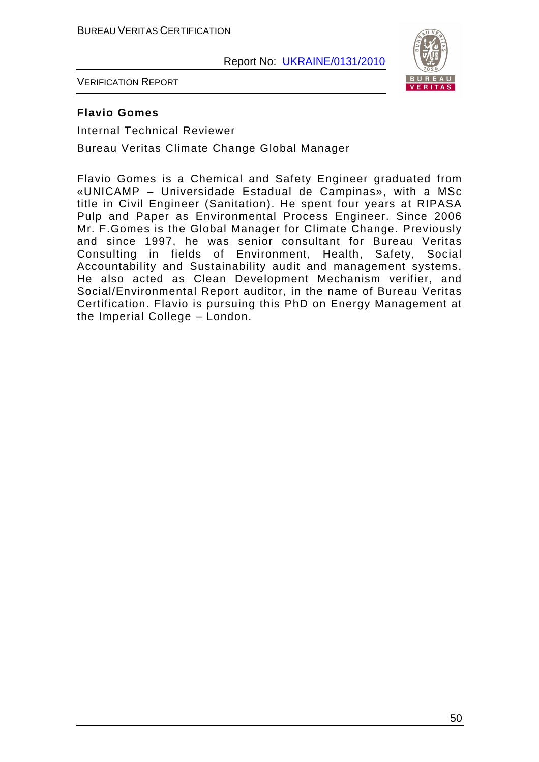**Flavio Gomes**

Internal Technical Reviewer

Bureau Veritas Climate Change Global Manager

Flavio Gomes is a Chemical and Safety Engineer graduated from «UNICAMP – Universidade Estadual de Campinas», with a MSc title in Civil Engineer (Sanitation). He spent four years at RIPASA Pulp and Paper as Environmental Process Engineer. Since 2006 Mr. F.Gomes is the Global Manager for Climate Change. Previously and since 1997, he was senior consultant for Bureau Veritas Consulting in fields of Environment, Health, Safety, Social Accountability and Sustainability audit and management systems. He also acted as Clean Development Mechanism verifier, and Social/Environmental Report auditor, in the name of Bureau Veritas Certification. Flavio is pursuing this PhD on Energy Management at the Imperial College – London.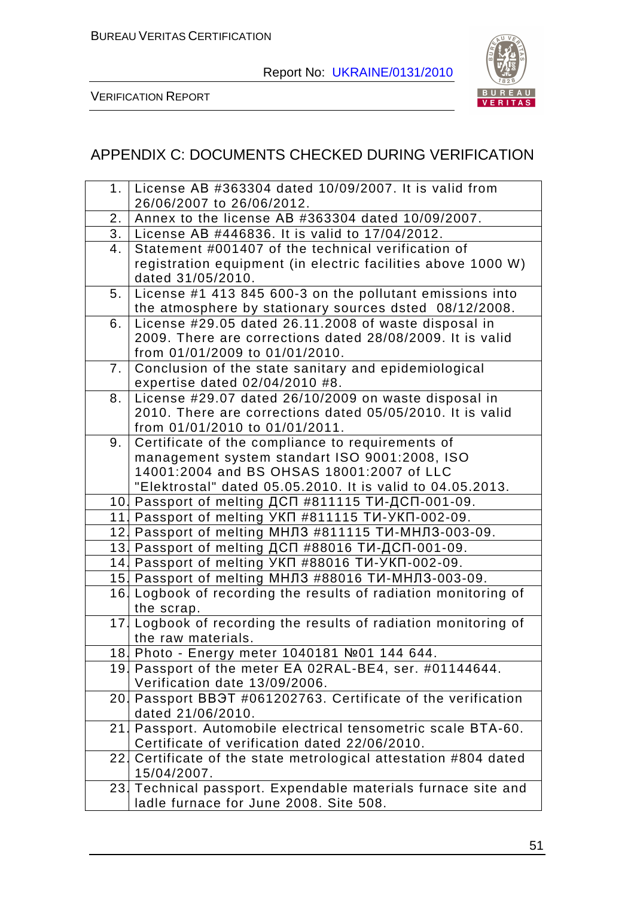## APPENDIX C: DOCUMENTS CHECKED DURING VERIFICATION

| | |
|---|---|
| 1. | License AB #363304 dated 10/09/2007. It is valid from 26/06/2007 to 26/06/2012. |
| 2. | Annex to the license AB #363304 dated 10/09/2007. |
| 3. | License AB #446836. It is valid to 17/04/2012. |
| 4. | Statement #001407 of the technical verification of registration equipment (in electric facilities above 1000 W) dated 31/05/2010. |
| 5. | License #1 413 845 600-3 on the pollutant emissions into the atmosphere by stationary sources dsted 08/12/2008. |
| 6. | License #29.05 dated 26.11.2008 of waste disposal in 2009. There are corrections dated 28/08/2009. It is valid from 01/01/2009 to 01/01/2010. |
| 7. | Conclusion of the state sanitary and epidemiological expertise dated 02/04/2010 #8. |
| 8. | License #29.07 dated 26/10/2009 on waste disposal in 2010. There are corrections dated 05/05/2010. It is valid from 01/01/2010 to 01/01/2011. |
| 9. | Certificate of the compliance to requirements of management system standart ISO 9001:2008, ISO 14001:2004 and BS OHSAS 18001:2007 of LLC "Elektrostal" dated 05.05.2010. It is valid to 04.05.2013. |
| 10. | Passport of melting ДСП #811115 ТИ-ДСП-001-09. |
| 11. | Passport of melting УКП #811115 ТИ-УКП-002-09. |
| 12. | Passport of melting МНЛЗ #811115 ТИ-МНЛЗ-003-09. |
| 13. | Passport of melting ДСП #88016 ТИ-ДСП-001-09. |
| 14. | Passport of melting УКП #88016 ТИ-УКП-002-09. |
| 15. | Passport of melting МНЛЗ #88016 ТИ-МНЛЗ-003-09. |
| 16. | Logbook of recording the results of radiation monitoring of the scrap. |
| 17. | Logbook of recording the results of radiation monitoring of the raw materials. |
| 18. | Photo - Energy meter 1040181 №01 144 644. |
| 19. | Passport of the meter EA 02RAL-BE4, ser. #01144644. Verification date 13/09/2006. |
| 20. | Passport ВВЭТ #061202763. Certificate of the verification dated 21/06/2010. |
| 21. | Passport. Automobile electrical tensometric scale ВТА-60. Certificate of verification dated 22/06/2010. |
| 22. | Certificate of the state metrological attestation #804 dated 15/04/2007. |
| 23. | Technical passport. Expendable materials furnace site and ladle furnace for June 2008. Site 508. |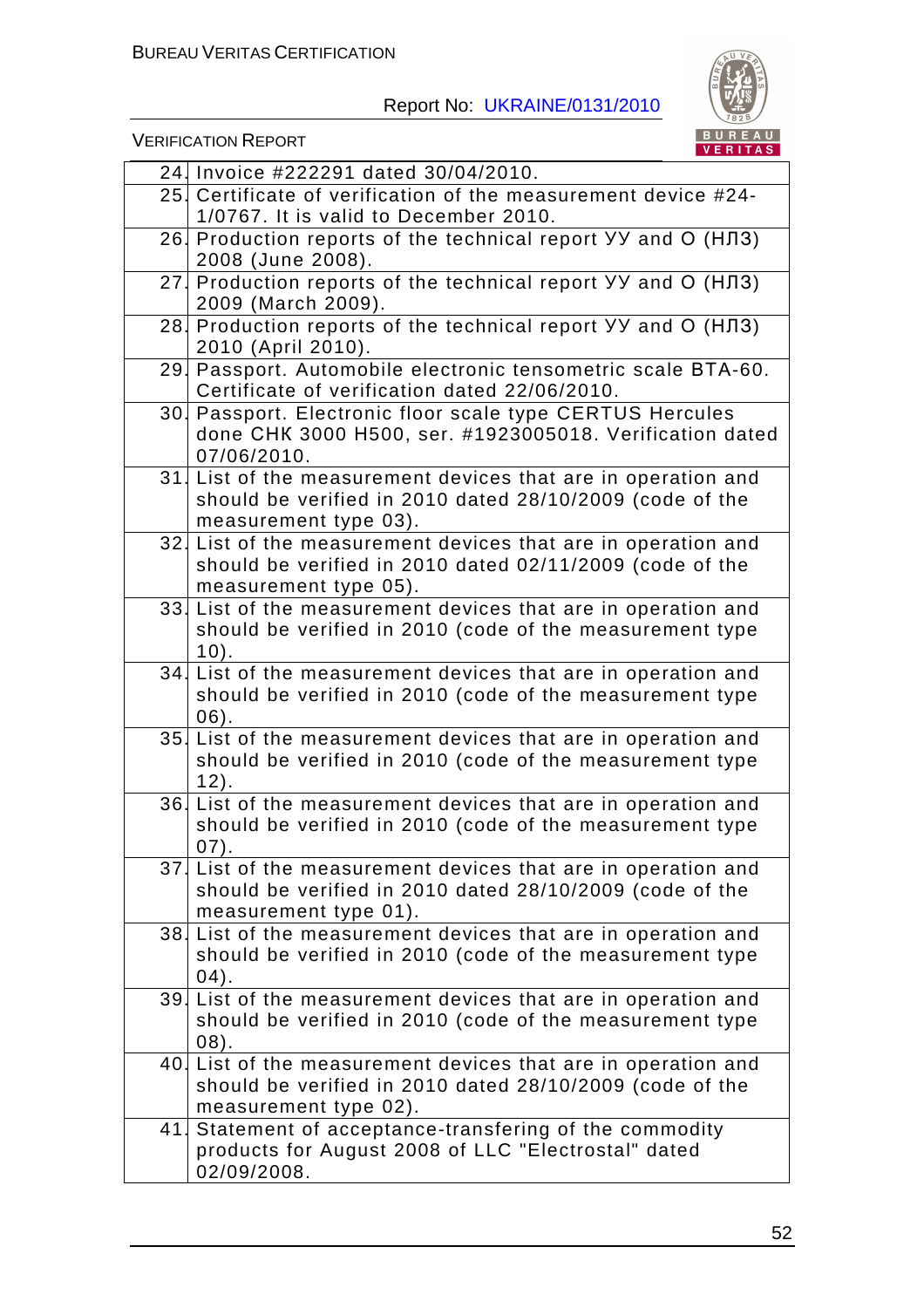| | |
|---|---|
| 24. | Invoice #222291 dated 30/04/2010. |
| 25. | Certificate of verification of the measurement device #24-1/0767. It is valid to December 2010. |
| 26. | Production reports of the technical report УУ and О (НЛЗ) 2008 (June 2008). |
| 27. | Production reports of the technical report УУ and О (НЛЗ) 2009 (March 2009). |
| 28. | Production reports of the technical report УУ and О (НЛЗ) 2010 (April 2010). |
| 29. | Passport. Automobile electronic tensometric scale ВТА-60. Certificate of verification dated 22/06/2010. |
| 30. | Passport. Electronic floor scale type CERTUS Hercules done СНК 3000 Н500, ser. #1923005018. Verification dated 07/06/2010. |
| 31. | List of the measurement devices that are in operation and should be verified in 2010 dated 28/10/2009 (code of the measurement type 03). |
| 32. | List of the measurement devices that are in operation and should be verified in 2010 dated 02/11/2009 (code of the measurement type 05). |
| 33. | List of the measurement devices that are in operation and should be verified in 2010 (code of the measurement type 10). |
| 34. | List of the measurement devices that are in operation and should be verified in 2010 (code of the measurement type 06). |
| 35. | List of the measurement devices that are in operation and should be verified in 2010 (code of the measurement type 12). |
| 36. | List of the measurement devices that are in operation and should be verified in 2010 (code of the measurement type 07). |
| 37. | List of the measurement devices that are in operation and should be verified in 2010 dated 28/10/2009 (code of the measurement type 01). |
| 38. | List of the measurement devices that are in operation and should be verified in 2010 (code of the measurement type 04). |
| 39. | List of the measurement devices that are in operation and should be verified in 2010 (code of the measurement type 08). |
| 40. | List of the measurement devices that are in operation and should be verified in 2010 dated 28/10/2009 (code of the measurement type 02). |
| 41. | Statement of acceptance-transfering of the commodity products for August 2008 of LLC "Electrostal" dated 02/09/2008. |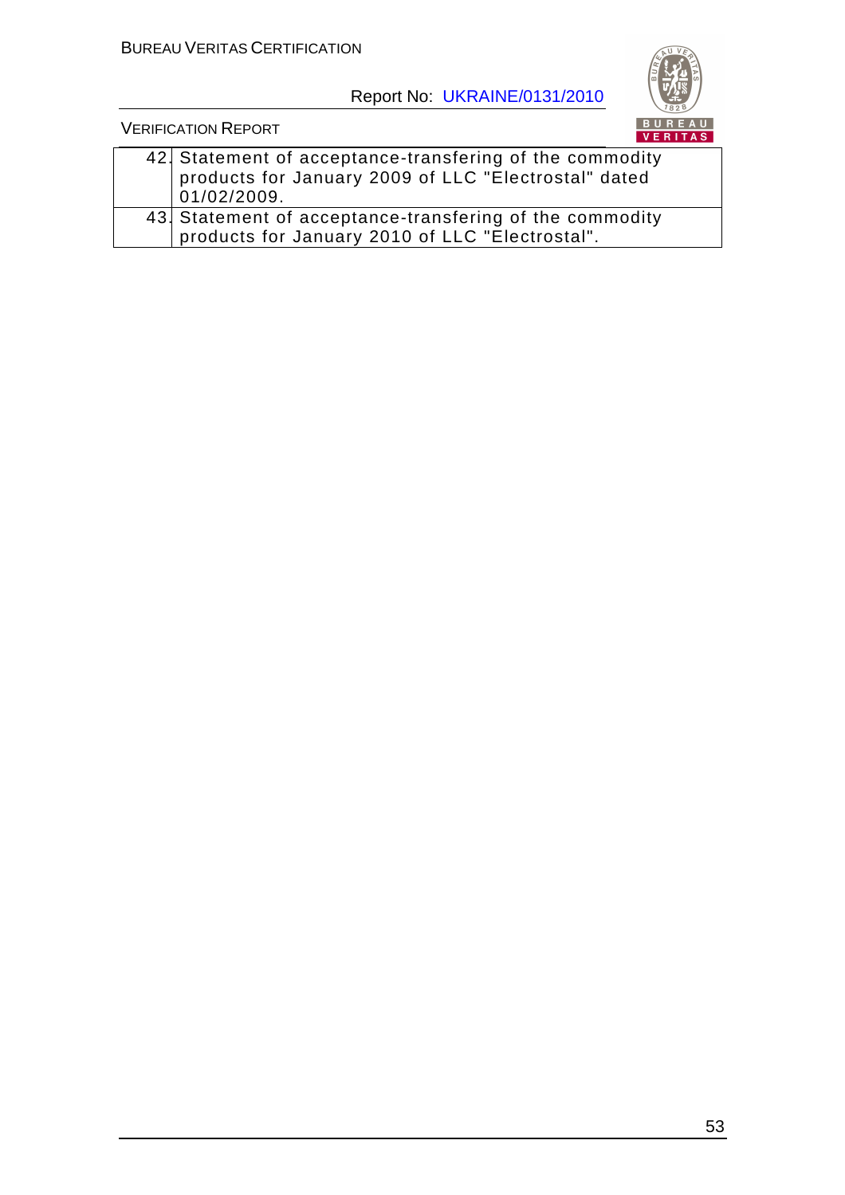| | |
|---|---|
| 42. | Statement of acceptance-transfering of the commodity products for January 2009 of LLC "Electrostal" dated 01/02/2009. |
| 43. | Statement of acceptance-transfering of the commodity products for January 2010 of LLC "Electrostal". |